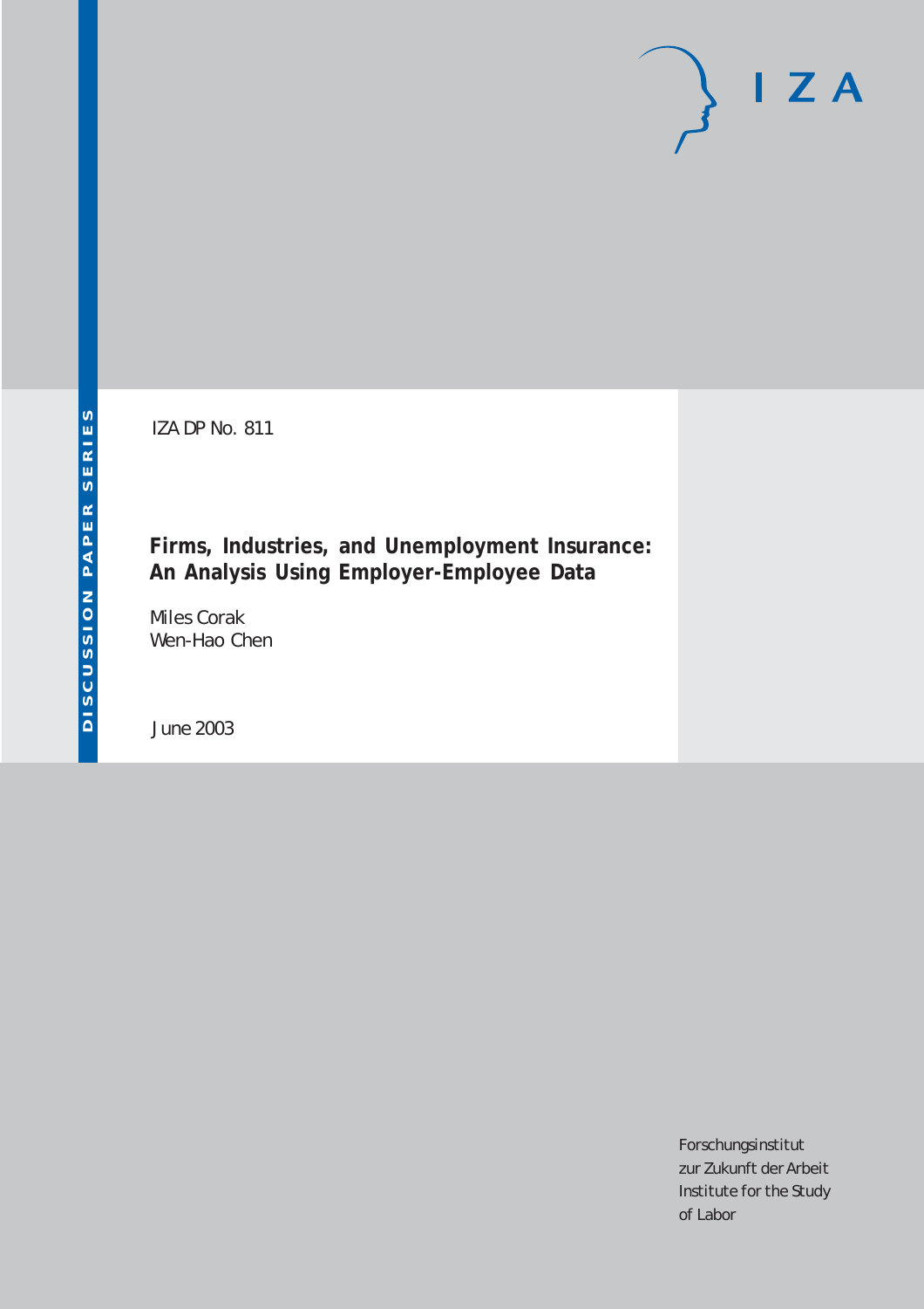IZA DP No. 811

# Firms, Industries, and Unemployment Insurance: An Analysis Using Employer-Employee Data

Miles Corak
Wen-Hao Chen

June 2003

DISCUSSION PAPER SERIES

Forschungsinstitut
zur Zukunft der Arbeit
Institute for the Study
of Labor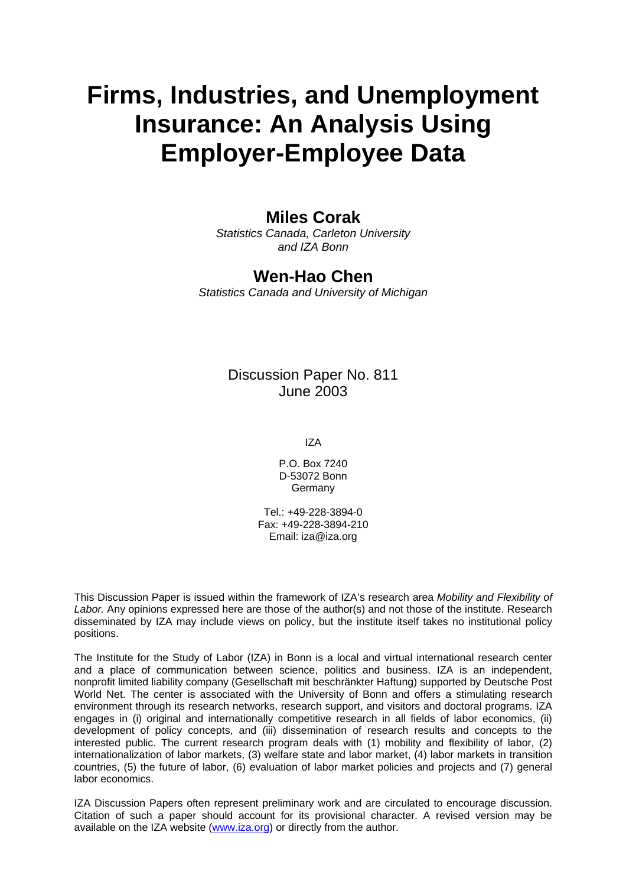# Firms, Industries, and Unemployment Insurance: An Analysis Using Employer-Employee Data

## Miles Corak

*Statistics Canada, Carleton University and IZA Bonn*

## Wen-Hao Chen

*Statistics Canada and University of Michigan*

Discussion Paper No. 811
June 2003

IZA

P.O. Box 7240
D-53072 Bonn
Germany

Tel.: +49-228-3894-0
Fax: +49-228-3894-210
Email: iza@iza.org

This Discussion Paper is issued within the framework of IZA's research area *Mobility and Flexibility of Labor.* Any opinions expressed here are those of the author(s) and not those of the institute. Research disseminated by IZA may include views on policy, but the institute itself takes no institutional policy positions.

The Institute for the Study of Labor (IZA) in Bonn is a local and virtual international research center and a place of communication between science, politics and business. IZA is an independent, nonprofit limited liability company (Gesellschaft mit beschränkter Haftung) supported by Deutsche Post World Net. The center is associated with the University of Bonn and offers a stimulating research environment through its research networks, research support, and visitors and doctoral programs. IZA engages in (i) original and internationally competitive research in all fields of labor economics, (ii) development of policy concepts, and (iii) dissemination of research results and concepts to the interested public. The current research program deals with (1) mobility and flexibility of labor, (2) internationalization of labor markets, (3) welfare state and labor market, (4) labor markets in transition countries, (5) the future of labor, (6) evaluation of labor market policies and projects and (7) general labor economics.

IZA Discussion Papers often represent preliminary work and are circulated to encourage discussion. Citation of such a paper should account for its provisional character. A revised version may be available on the IZA website (www.iza.org) or directly from the author.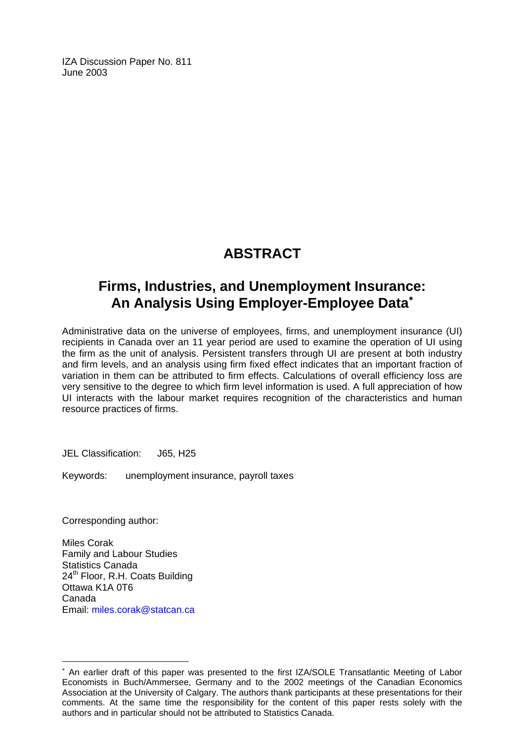IZA Discussion Paper No. 811
June 2003

# ABSTRACT

## Firms, Industries, and Unemployment Insurance: An Analysis Using Employer-Employee Data[*]

Administrative data on the universe of employees, firms, and unemployment insurance (UI) recipients in Canada over an 11 year period are used to examine the operation of UI using the firm as the unit of analysis. Persistent transfers through UI are present at both industry and firm levels, and an analysis using firm fixed effect indicates that an important fraction of variation in them can be attributed to firm effects. Calculations of overall efficiency loss are very sensitive to the degree to which firm level information is used. A full appreciation of how UI interacts with the labour market requires recognition of the characteristics and human resource practices of firms.

JEL Classification: J65, H25

Keywords: unemployment insurance, payroll taxes

Corresponding author:

Miles Corak
Family and Labour Studies
Statistics Canada
24th Floor, R.H. Coats Building
Ottawa K1A 0T6
Canada
Email: miles.corak@statcan.ca

---

[*] An earlier draft of this paper was presented to the first IZA/SOLE Transatlantic Meeting of Labor Economists in Buch/Ammersee, Germany and to the 2002 meetings of the Canadian Economics Association at the University of Calgary. The authors thank participants at these presentations for their comments. At the same time the responsibility for the content of this paper rests solely with the authors and in particular should not be attributed to Statistics Canada.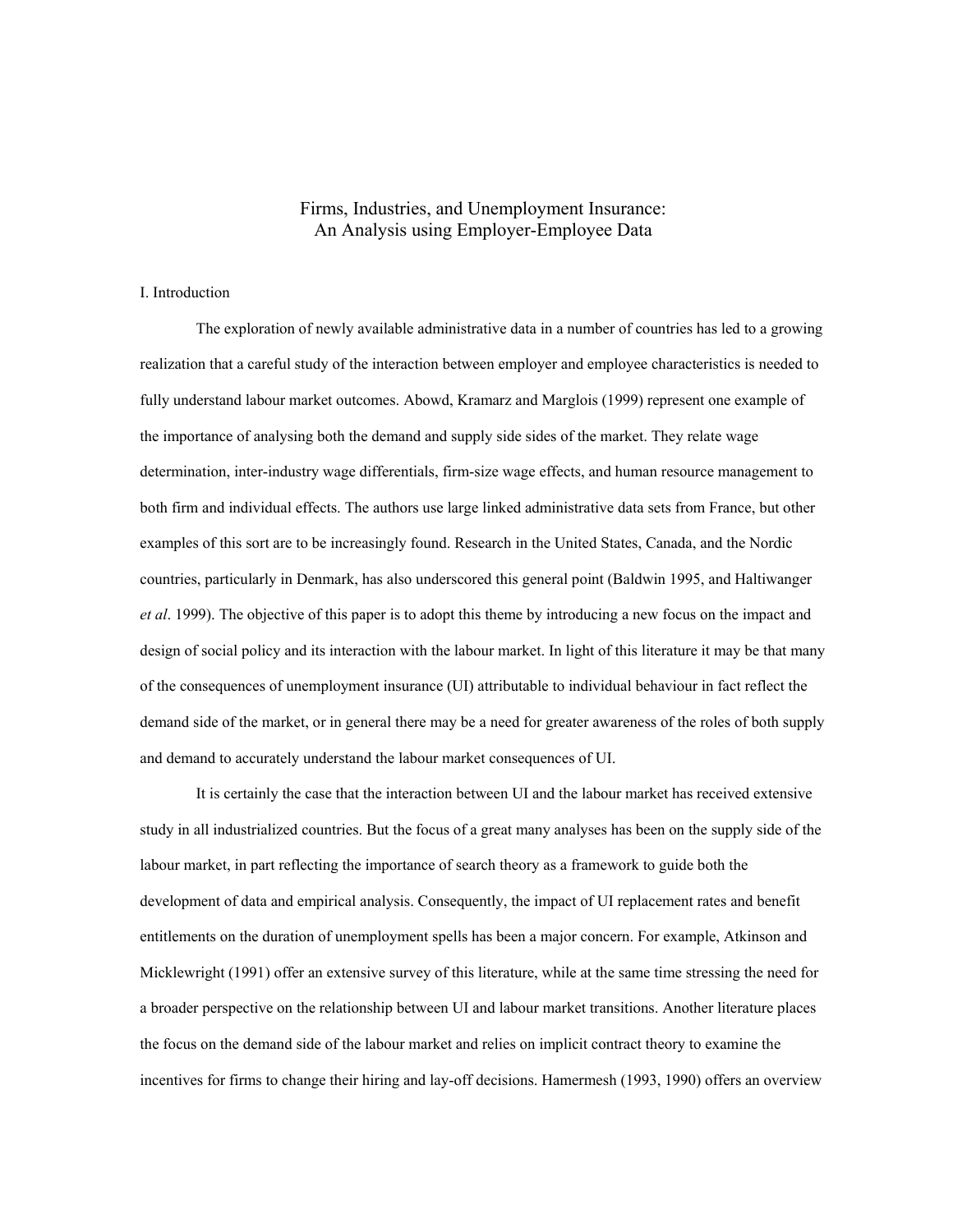# Firms, Industries, and Unemployment Insurance: An Analysis using Employer-Employee Data

## I. Introduction

The exploration of newly available administrative data in a number of countries has led to a growing realization that a careful study of the interaction between employer and employee characteristics is needed to fully understand labour market outcomes. Abowd, Kramarz and Marglois (1999) represent one example of the importance of analysing both the demand and supply side sides of the market. They relate wage determination, inter-industry wage differentials, firm-size wage effects, and human resource management to both firm and individual effects. The authors use large linked administrative data sets from France, but other examples of this sort are to be increasingly found. Research in the United States, Canada, and the Nordic countries, particularly in Denmark, has also underscored this general point (Baldwin 1995, and Haltiwanger *et al*. 1999). The objective of this paper is to adopt this theme by introducing a new focus on the impact and design of social policy and its interaction with the labour market. In light of this literature it may be that many of the consequences of unemployment insurance (UI) attributable to individual behaviour in fact reflect the demand side of the market, or in general there may be a need for greater awareness of the roles of both supply and demand to accurately understand the labour market consequences of UI.

It is certainly the case that the interaction between UI and the labour market has received extensive study in all industrialized countries. But the focus of a great many analyses has been on the supply side of the labour market, in part reflecting the importance of search theory as a framework to guide both the development of data and empirical analysis. Consequently, the impact of UI replacement rates and benefit entitlements on the duration of unemployment spells has been a major concern. For example, Atkinson and Micklewright (1991) offer an extensive survey of this literature, while at the same time stressing the need for a broader perspective on the relationship between UI and labour market transitions. Another literature places the focus on the demand side of the labour market and relies on implicit contract theory to examine the incentives for firms to change their hiring and lay-off decisions. Hamermesh (1993, 1990) offers an overview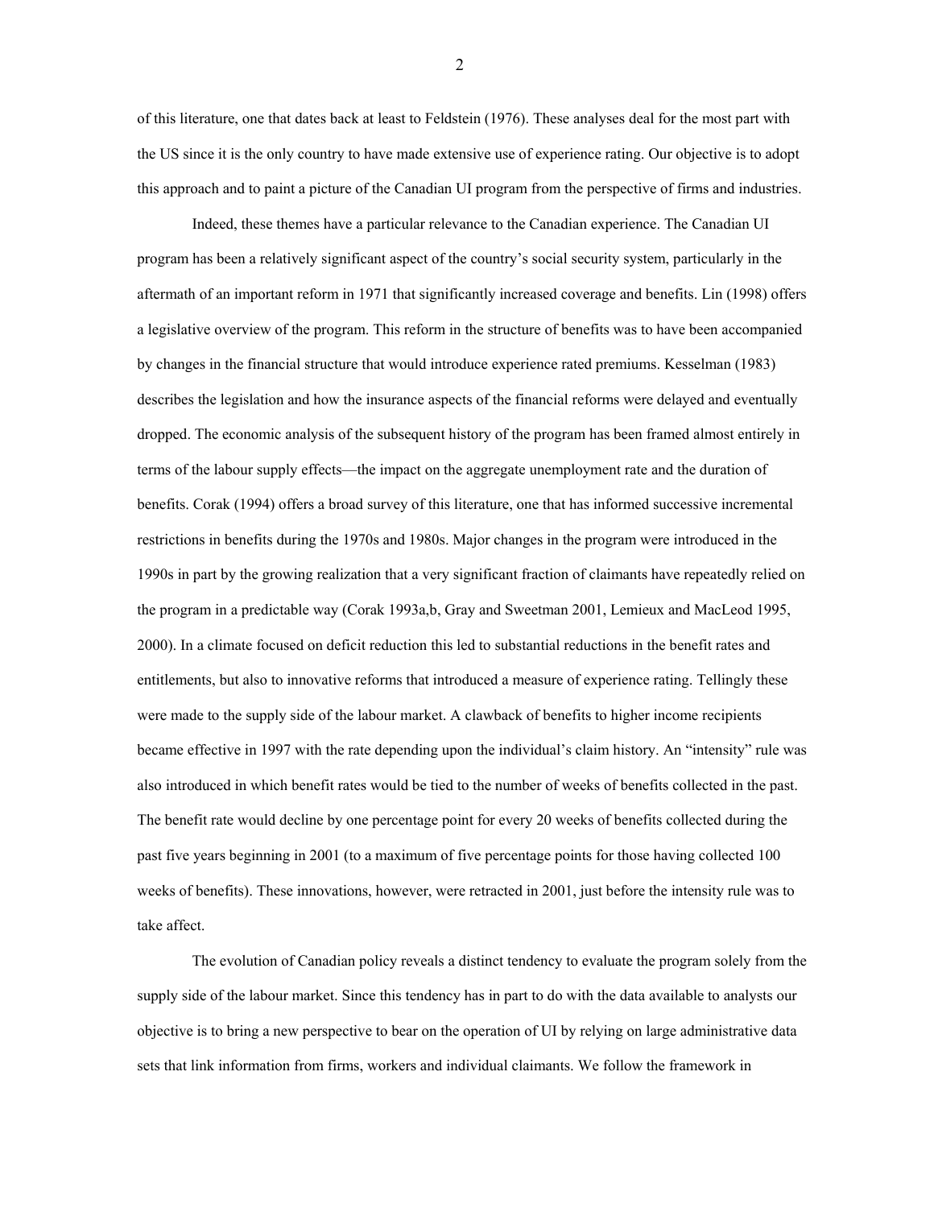of this literature, one that dates back at least to Feldstein (1976). These analyses deal for the most part with the US since it is the only country to have made extensive use of experience rating. Our objective is to adopt this approach and to paint a picture of the Canadian UI program from the perspective of firms and industries.

Indeed, these themes have a particular relevance to the Canadian experience. The Canadian UI program has been a relatively significant aspect of the country's social security system, particularly in the aftermath of an important reform in 1971 that significantly increased coverage and benefits. Lin (1998) offers a legislative overview of the program. This reform in the structure of benefits was to have been accompanied by changes in the financial structure that would introduce experience rated premiums. Kesselman (1983) describes the legislation and how the insurance aspects of the financial reforms were delayed and eventually dropped. The economic analysis of the subsequent history of the program has been framed almost entirely in terms of the labour supply effects—the impact on the aggregate unemployment rate and the duration of benefits. Corak (1994) offers a broad survey of this literature, one that has informed successive incremental restrictions in benefits during the 1970s and 1980s. Major changes in the program were introduced in the 1990s in part by the growing realization that a very significant fraction of claimants have repeatedly relied on the program in a predictable way (Corak 1993a,b, Gray and Sweetman 2001, Lemieux and MacLeod 1995, 2000). In a climate focused on deficit reduction this led to substantial reductions in the benefit rates and entitlements, but also to innovative reforms that introduced a measure of experience rating. Tellingly these were made to the supply side of the labour market. A clawback of benefits to higher income recipients became effective in 1997 with the rate depending upon the individual's claim history. An "intensity" rule was also introduced in which benefit rates would be tied to the number of weeks of benefits collected in the past. The benefit rate would decline by one percentage point for every 20 weeks of benefits collected during the past five years beginning in 2001 (to a maximum of five percentage points for those having collected 100 weeks of benefits). These innovations, however, were retracted in 2001, just before the intensity rule was to take affect.

The evolution of Canadian policy reveals a distinct tendency to evaluate the program solely from the supply side of the labour market. Since this tendency has in part to do with the data available to analysts our objective is to bring a new perspective to bear on the operation of UI by relying on large administrative data sets that link information from firms, workers and individual claimants. We follow the framework in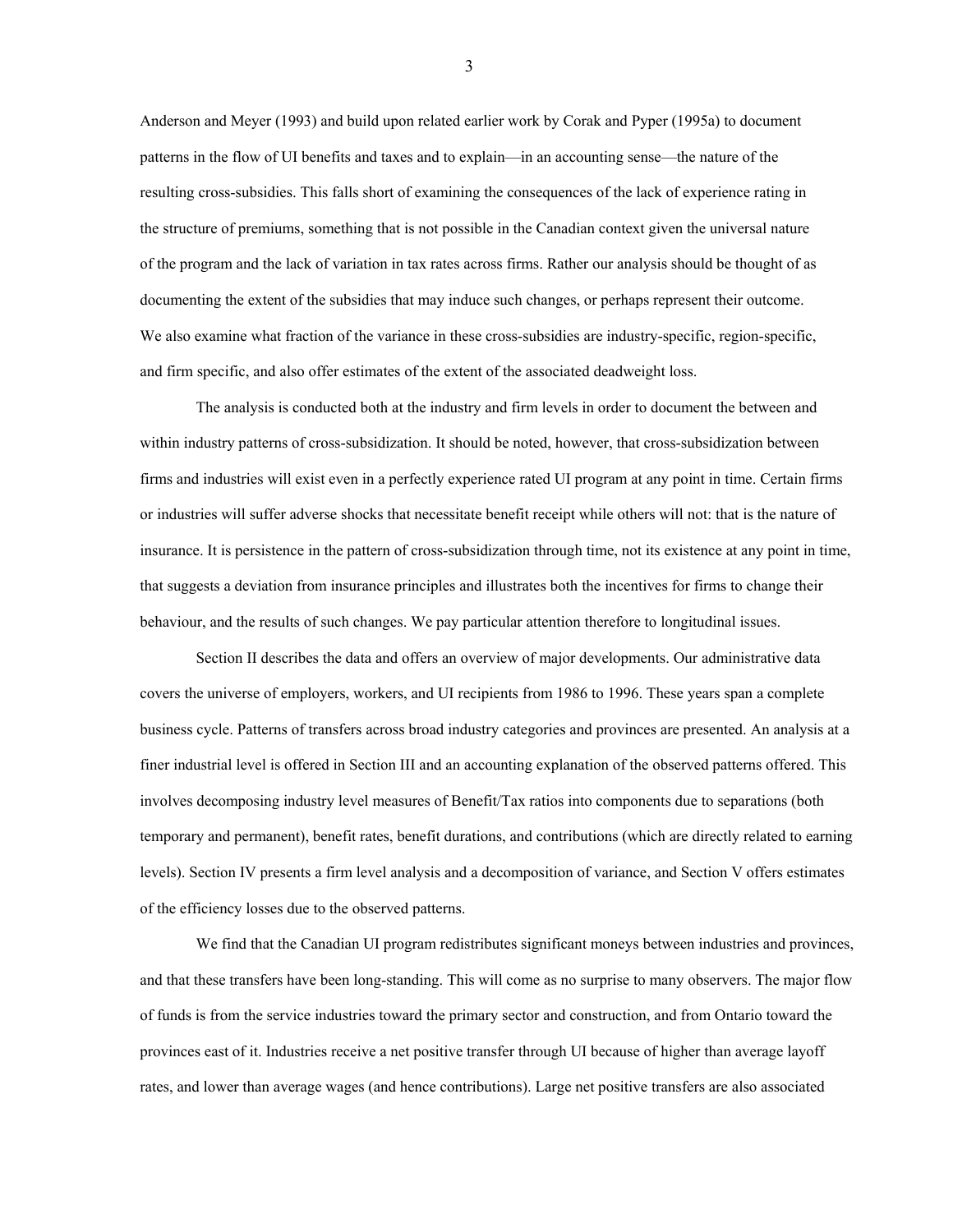Anderson and Meyer (1993) and build upon related earlier work by Corak and Pyper (1995a) to document patterns in the flow of UI benefits and taxes and to explain—in an accounting sense—the nature of the resulting cross-subsidies. This falls short of examining the consequences of the lack of experience rating in the structure of premiums, something that is not possible in the Canadian context given the universal nature of the program and the lack of variation in tax rates across firms. Rather our analysis should be thought of as documenting the extent of the subsidies that may induce such changes, or perhaps represent their outcome. We also examine what fraction of the variance in these cross-subsidies are industry-specific, region-specific, and firm specific, and also offer estimates of the extent of the associated deadweight loss.

The analysis is conducted both at the industry and firm levels in order to document the between and within industry patterns of cross-subsidization. It should be noted, however, that cross-subsidization between firms and industries will exist even in a perfectly experience rated UI program at any point in time. Certain firms or industries will suffer adverse shocks that necessitate benefit receipt while others will not: that is the nature of insurance. It is persistence in the pattern of cross-subsidization through time, not its existence at any point in time, that suggests a deviation from insurance principles and illustrates both the incentives for firms to change their behaviour, and the results of such changes. We pay particular attention therefore to longitudinal issues.

Section II describes the data and offers an overview of major developments. Our administrative data covers the universe of employers, workers, and UI recipients from 1986 to 1996. These years span a complete business cycle. Patterns of transfers across broad industry categories and provinces are presented. An analysis at a finer industrial level is offered in Section III and an accounting explanation of the observed patterns offered. This involves decomposing industry level measures of Benefit/Tax ratios into components due to separations (both temporary and permanent), benefit rates, benefit durations, and contributions (which are directly related to earning levels). Section IV presents a firm level analysis and a decomposition of variance, and Section V offers estimates of the efficiency losses due to the observed patterns.

We find that the Canadian UI program redistributes significant moneys between industries and provinces, and that these transfers have been long-standing. This will come as no surprise to many observers. The major flow of funds is from the service industries toward the primary sector and construction, and from Ontario toward the provinces east of it. Industries receive a net positive transfer through UI because of higher than average layoff rates, and lower than average wages (and hence contributions). Large net positive transfers are also associated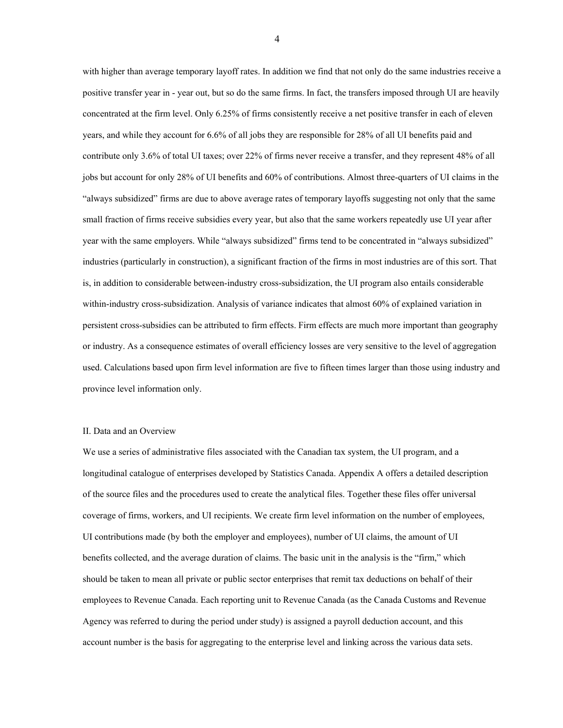with higher than average temporary layoff rates. In addition we find that not only do the same industries receive a positive transfer year in - year out, but so do the same firms. In fact, the transfers imposed through UI are heavily concentrated at the firm level. Only 6.25% of firms consistently receive a net positive transfer in each of eleven years, and while they account for 6.6% of all jobs they are responsible for 28% of all UI benefits paid and contribute only 3.6% of total UI taxes; over 22% of firms never receive a transfer, and they represent 48% of all jobs but account for only 28% of UI benefits and 60% of contributions. Almost three-quarters of UI claims in the "always subsidized" firms are due to above average rates of temporary layoffs suggesting not only that the same small fraction of firms receive subsidies every year, but also that the same workers repeatedly use UI year after year with the same employers. While "always subsidized" firms tend to be concentrated in "always subsidized" industries (particularly in construction), a significant fraction of the firms in most industries are of this sort. That is, in addition to considerable between-industry cross-subsidization, the UI program also entails considerable within-industry cross-subsidization. Analysis of variance indicates that almost 60% of explained variation in persistent cross-subsidies can be attributed to firm effects. Firm effects are much more important than geography or industry. As a consequence estimates of overall efficiency losses are very sensitive to the level of aggregation used. Calculations based upon firm level information are five to fifteen times larger than those using industry and province level information only.

## II. Data and an Overview

We use a series of administrative files associated with the Canadian tax system, the UI program, and a longitudinal catalogue of enterprises developed by Statistics Canada. Appendix A offers a detailed description of the source files and the procedures used to create the analytical files. Together these files offer universal coverage of firms, workers, and UI recipients. We create firm level information on the number of employees, UI contributions made (by both the employer and employees), number of UI claims, the amount of UI benefits collected, and the average duration of claims. The basic unit in the analysis is the "firm," which should be taken to mean all private or public sector enterprises that remit tax deductions on behalf of their employees to Revenue Canada. Each reporting unit to Revenue Canada (as the Canada Customs and Revenue Agency was referred to during the period under study) is assigned a payroll deduction account, and this account number is the basis for aggregating to the enterprise level and linking across the various data sets.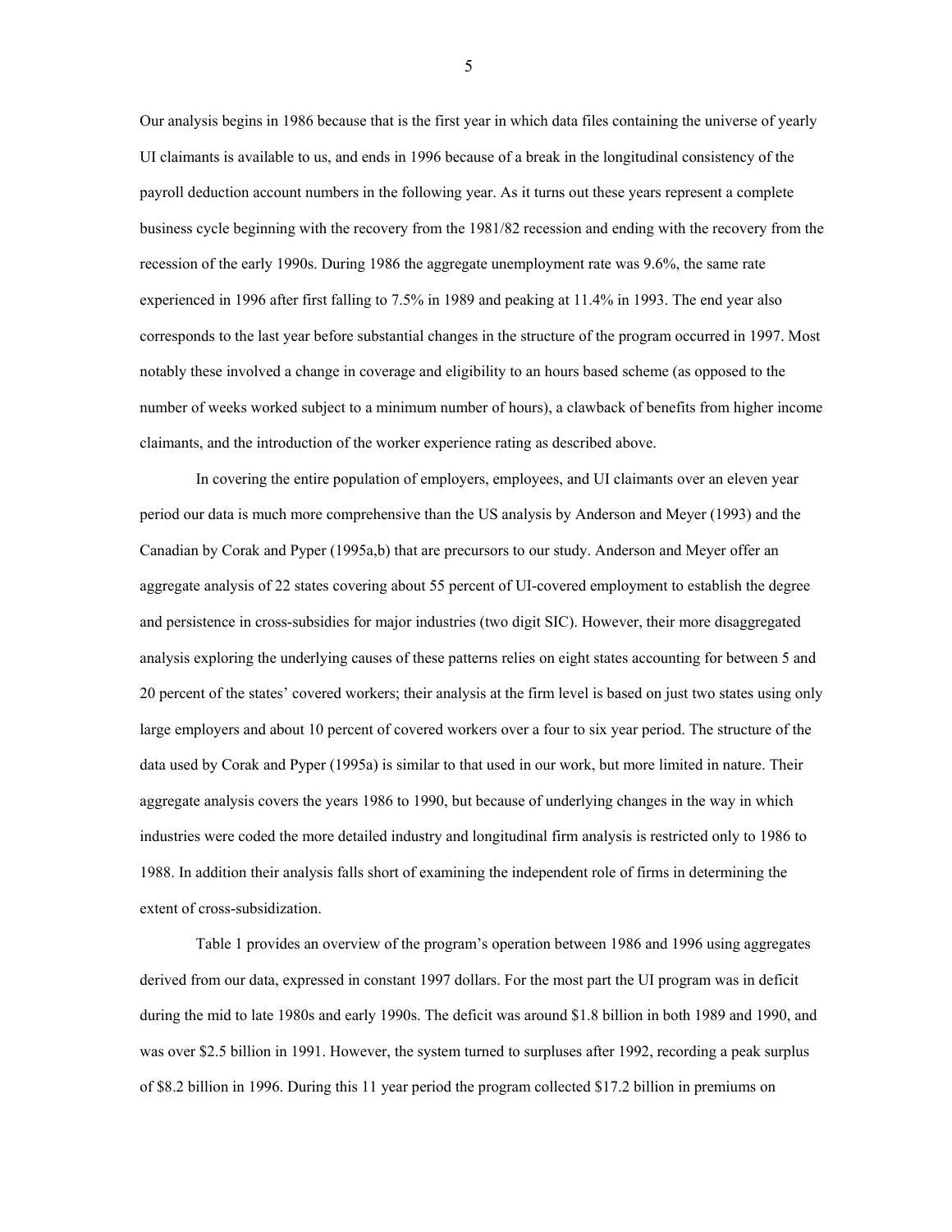Our analysis begins in 1986 because that is the first year in which data files containing the universe of yearly UI claimants is available to us, and ends in 1996 because of a break in the longitudinal consistency of the payroll deduction account numbers in the following year. As it turns out these years represent a complete business cycle beginning with the recovery from the 1981/82 recession and ending with the recovery from the recession of the early 1990s. During 1986 the aggregate unemployment rate was 9.6%, the same rate experienced in 1996 after first falling to 7.5% in 1989 and peaking at 11.4% in 1993. The end year also corresponds to the last year before substantial changes in the structure of the program occurred in 1997. Most notably these involved a change in coverage and eligibility to an hours based scheme (as opposed to the number of weeks worked subject to a minimum number of hours), a clawback of benefits from higher income claimants, and the introduction of the worker experience rating as described above.

In covering the entire population of employers, employees, and UI claimants over an eleven year period our data is much more comprehensive than the US analysis by Anderson and Meyer (1993) and the Canadian by Corak and Pyper (1995a,b) that are precursors to our study. Anderson and Meyer offer an aggregate analysis of 22 states covering about 55 percent of UI-covered employment to establish the degree and persistence in cross-subsidies for major industries (two digit SIC). However, their more disaggregated analysis exploring the underlying causes of these patterns relies on eight states accounting for between 5 and 20 percent of the states' covered workers; their analysis at the firm level is based on just two states using only large employers and about 10 percent of covered workers over a four to six year period. The structure of the data used by Corak and Pyper (1995a) is similar to that used in our work, but more limited in nature. Their aggregate analysis covers the years 1986 to 1990, but because of underlying changes in the way in which industries were coded the more detailed industry and longitudinal firm analysis is restricted only to 1986 to 1988. In addition their analysis falls short of examining the independent role of firms in determining the extent of cross-subsidization.

Table 1 provides an overview of the program's operation between 1986 and 1996 using aggregates derived from our data, expressed in constant 1997 dollars. For the most part the UI program was in deficit during the mid to late 1980s and early 1990s. The deficit was around $1.8 billion in both 1989 and 1990, and was over $2.5 billion in 1991. However, the system turned to surpluses after 1992, recording a peak surplus of $8.2 billion in 1996. During this 11 year period the program collected $17.2 billion in premiums on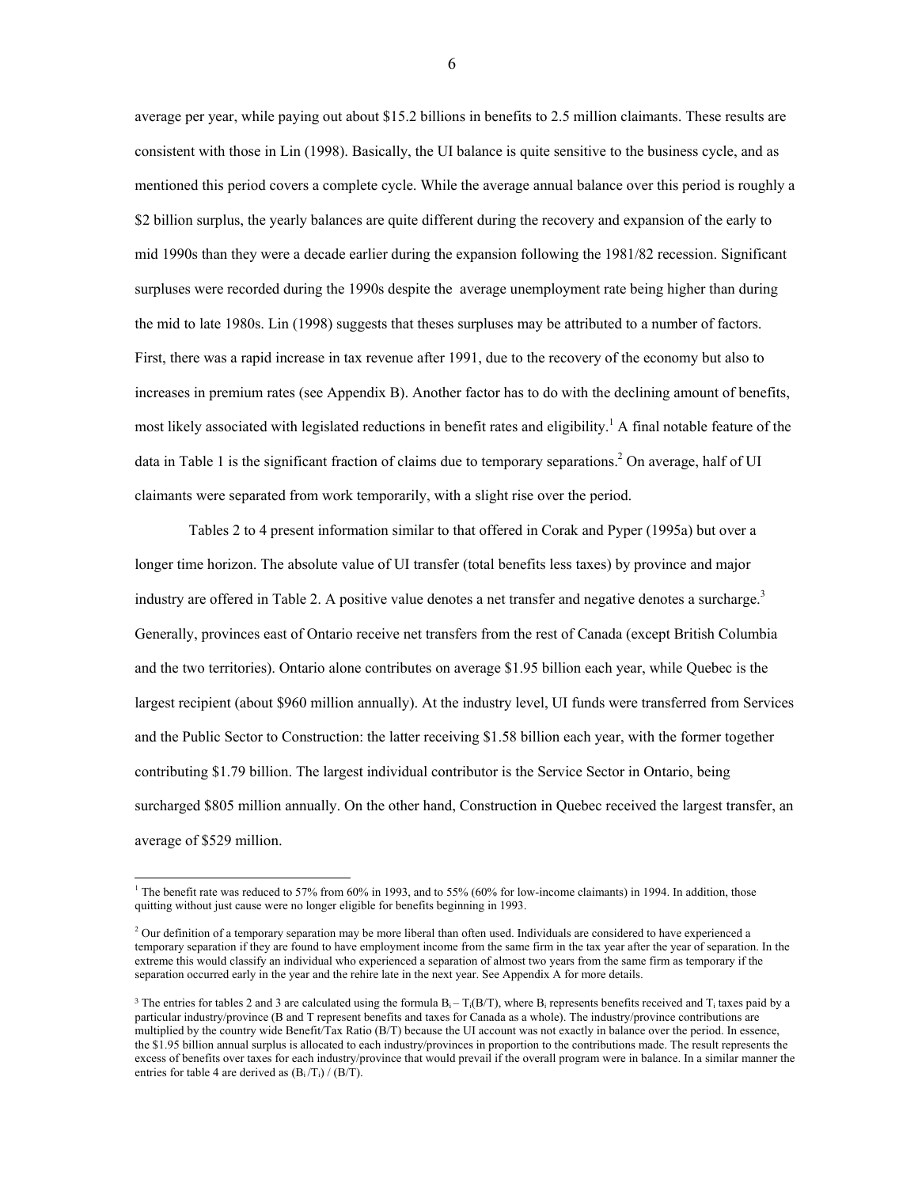average per year, while paying out about \$15.2 billions in benefits to 2.5 million claimants. These results are consistent with those in Lin (1998). Basically, the UI balance is quite sensitive to the business cycle, and as mentioned this period covers a complete cycle. While the average annual balance over this period is roughly a \$2 billion surplus, the yearly balances are quite different during the recovery and expansion of the early to mid 1990s than they were a decade earlier during the expansion following the 1981/82 recession. Significant surpluses were recorded during the 1990s despite the average unemployment rate being higher than during the mid to late 1980s. Lin (1998) suggests that theses surpluses may be attributed to a number of factors. First, there was a rapid increase in tax revenue after 1991, due to the recovery of the economy but also to increases in premium rates (see Appendix B). Another factor has to do with the declining amount of benefits, most likely associated with legislated reductions in benefit rates and eligibility.[1] A final notable feature of the data in Table 1 is the significant fraction of claims due to temporary separations.[2] On average, half of UI claimants were separated from work temporarily, with a slight rise over the period.

Tables 2 to 4 present information similar to that offered in Corak and Pyper (1995a) but over a longer time horizon. The absolute value of UI transfer (total benefits less taxes) by province and major industry are offered in Table 2. A positive value denotes a net transfer and negative denotes a surcharge.[3] Generally, provinces east of Ontario receive net transfers from the rest of Canada (except British Columbia and the two territories). Ontario alone contributes on average \$1.95 billion each year, while Quebec is the largest recipient (about \$960 million annually). At the industry level, UI funds were transferred from Services and the Public Sector to Construction: the latter receiving \$1.58 billion each year, with the former together contributing \$1.79 billion. The largest individual contributor is the Service Sector in Ontario, being surcharged \$805 million annually. On the other hand, Construction in Quebec received the largest transfer, an average of \$529 million.

---

[1] The benefit rate was reduced to 57% from 60% in 1993, and to 55% (60% for low-income claimants) in 1994. In addition, those quitting without just cause were no longer eligible for benefits beginning in 1993.

[2] Our definition of a temporary separation may be more liberal than often used. Individuals are considered to have experienced a temporary separation if they are found to have employment income from the same firm in the tax year after the year of separation. In the extreme this would classify an individual who experienced a separation of almost two years from the same firm as temporary if the separation occurred early in the year and the rehire late in the next year. See Appendix A for more details.

[3] The entries for tables 2 and 3 are calculated using the formula $B_i - T_i(B/T)$, where $B_i$ represents benefits received and $T_i$ taxes paid by a particular industry/province (B and T represent benefits and taxes for Canada as a whole). The industry/province contributions are multiplied by the country wide Benefit/Tax Ratio (B/T) because the UI account was not exactly in balance over the period. In essence, the \$1.95 billion annual surplus is allocated to each industry/provinces in proportion to the contributions made. The result represents the excess of benefits over taxes for each industry/province that would prevail if the overall program were in balance. In a similar manner the entries for table 4 are derived as $(B_i / T_i) / (B/T)$.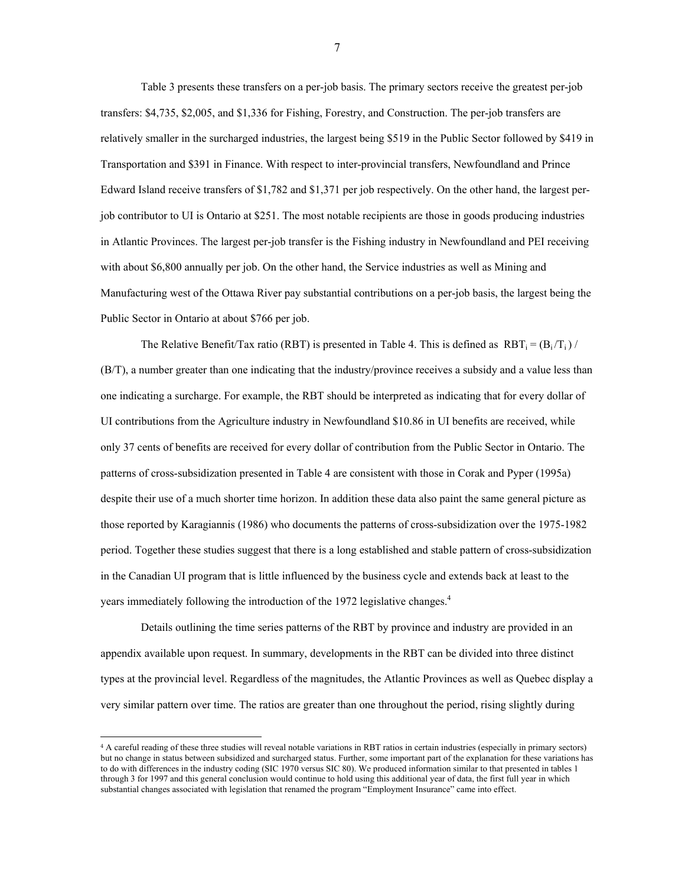Table 3 presents these transfers on a per-job basis. The primary sectors receive the greatest per-job transfers: $4,735, $2,005, and $1,336 for Fishing, Forestry, and Construction. The per-job transfers are relatively smaller in the surcharged industries, the largest being $519 in the Public Sector followed by $419 in Transportation and $391 in Finance. With respect to inter-provincial transfers, Newfoundland and Prince Edward Island receive transfers of $1,782 and $1,371 per job respectively. On the other hand, the largest per-job contributor to UI is Ontario at $251. The most notable recipients are those in goods producing industries in Atlantic Provinces. The largest per-job transfer is the Fishing industry in Newfoundland and PEI receiving with about $6,800 annually per job. On the other hand, the Service industries as well as Mining and Manufacturing west of the Ottawa River pay substantial contributions on a per-job basis, the largest being the Public Sector in Ontario at about $766 per job.

The Relative Benefit/Tax ratio (RBT) is presented in Table 4. This is defined as $RBT_i = (B_i/T_i) / (B/T)$, a number greater than one indicating that the industry/province receives a subsidy and a value less than one indicating a surcharge. For example, the RBT should be interpreted as indicating that for every dollar of UI contributions from the Agriculture industry in Newfoundland $10.86 in UI benefits are received, while only 37 cents of benefits are received for every dollar of contribution from the Public Sector in Ontario. The patterns of cross-subsidization presented in Table 4 are consistent with those in Corak and Pyper (1995a) despite their use of a much shorter time horizon. In addition these data also paint the same general picture as those reported by Karagiannis (1986) who documents the patterns of cross-subsidization over the 1975-1982 period. Together these studies suggest that there is a long established and stable pattern of cross-subsidization in the Canadian UI program that is little influenced by the business cycle and extends back at least to the years immediately following the introduction of the 1972 legislative changes.[4]

Details outlining the time series patterns of the RBT by province and industry are provided in an appendix available upon request. In summary, developments in the RBT can be divided into three distinct types at the provincial level. Regardless of the magnitudes, the Atlantic Provinces as well as Quebec display a very similar pattern over time. The ratios are greater than one throughout the period, rising slightly during

---

[4] A careful reading of these three studies will reveal notable variations in RBT ratios in certain industries (especially in primary sectors) but no change in status between subsidized and surcharged status. Further, some important part of the explanation for these variations has to do with differences in the industry coding (SIC 1970 versus SIC 80). We produced information similar to that presented in tables 1 through 3 for 1997 and this general conclusion would continue to hold using this additional year of data, the first full year in which substantial changes associated with legislation that renamed the program "Employment Insurance" came into effect.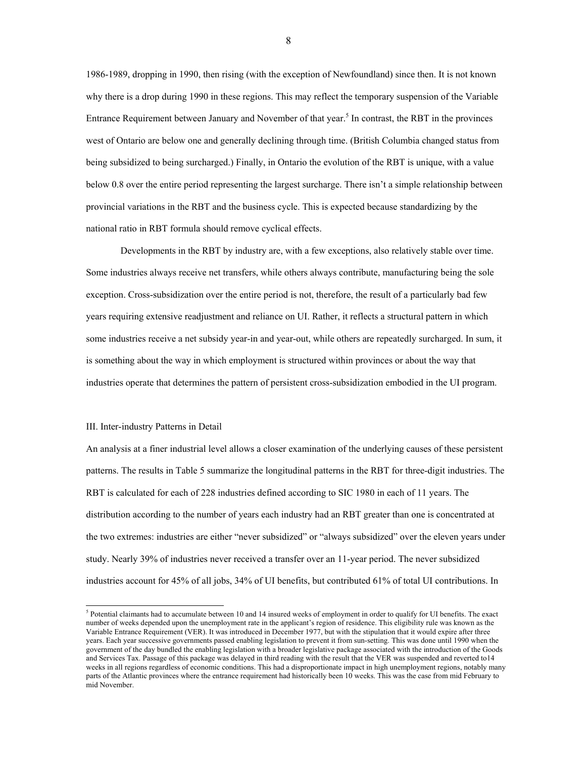1986-1989, dropping in 1990, then rising (with the exception of Newfoundland) since then. It is not known why there is a drop during 1990 in these regions. This may reflect the temporary suspension of the Variable Entrance Requirement between January and November of that year.[5] In contrast, the RBT in the provinces west of Ontario are below one and generally declining through time. (British Columbia changed status from being subsidized to being surcharged.) Finally, in Ontario the evolution of the RBT is unique, with a value below 0.8 over the entire period representing the largest surcharge. There isn't a simple relationship between provincial variations in the RBT and the business cycle. This is expected because standardizing by the national ratio in RBT formula should remove cyclical effects.

Developments in the RBT by industry are, with a few exceptions, also relatively stable over time. Some industries always receive net transfers, while others always contribute, manufacturing being the sole exception. Cross-subsidization over the entire period is not, therefore, the result of a particularly bad few years requiring extensive readjustment and reliance on UI. Rather, it reflects a structural pattern in which some industries receive a net subsidy year-in and year-out, while others are repeatedly surcharged. In sum, it is something about the way in which employment is structured within provinces or about the way that industries operate that determines the pattern of persistent cross-subsidization embodied in the UI program.

## III. Inter-industry Patterns in Detail

An analysis at a finer industrial level allows a closer examination of the underlying causes of these persistent patterns. The results in Table 5 summarize the longitudinal patterns in the RBT for three-digit industries. The RBT is calculated for each of 228 industries defined according to SIC 1980 in each of 11 years. The distribution according to the number of years each industry had an RBT greater than one is concentrated at the two extremes: industries are either "never subsidized" or "always subsidized" over the eleven years under study. Nearly 39% of industries never received a transfer over an 11-year period. The never subsidized industries account for 45% of all jobs, 34% of UI benefits, but contributed 61% of total UI contributions. In

[5] Potential claimants had to accumulate between 10 and 14 insured weeks of employment in order to qualify for UI benefits. The exact number of weeks depended upon the unemployment rate in the applicant's region of residence. This eligibility rule was known as the Variable Entrance Requirement (VER). It was introduced in December 1977, but with the stipulation that it would expire after three years. Each year successive governments passed enabling legislation to prevent it from sun-setting. This was done until 1990 when the government of the day bundled the enabling legislation with a broader legislative package associated with the introduction of the Goods and Services Tax. Passage of this package was delayed in third reading with the result that the VER was suspended and reverted to14 weeks in all regions regardless of economic conditions. This had a disproportionate impact in high unemployment regions, notably many parts of the Atlantic provinces where the entrance requirement had historically been 10 weeks. This was the case from mid February to mid November.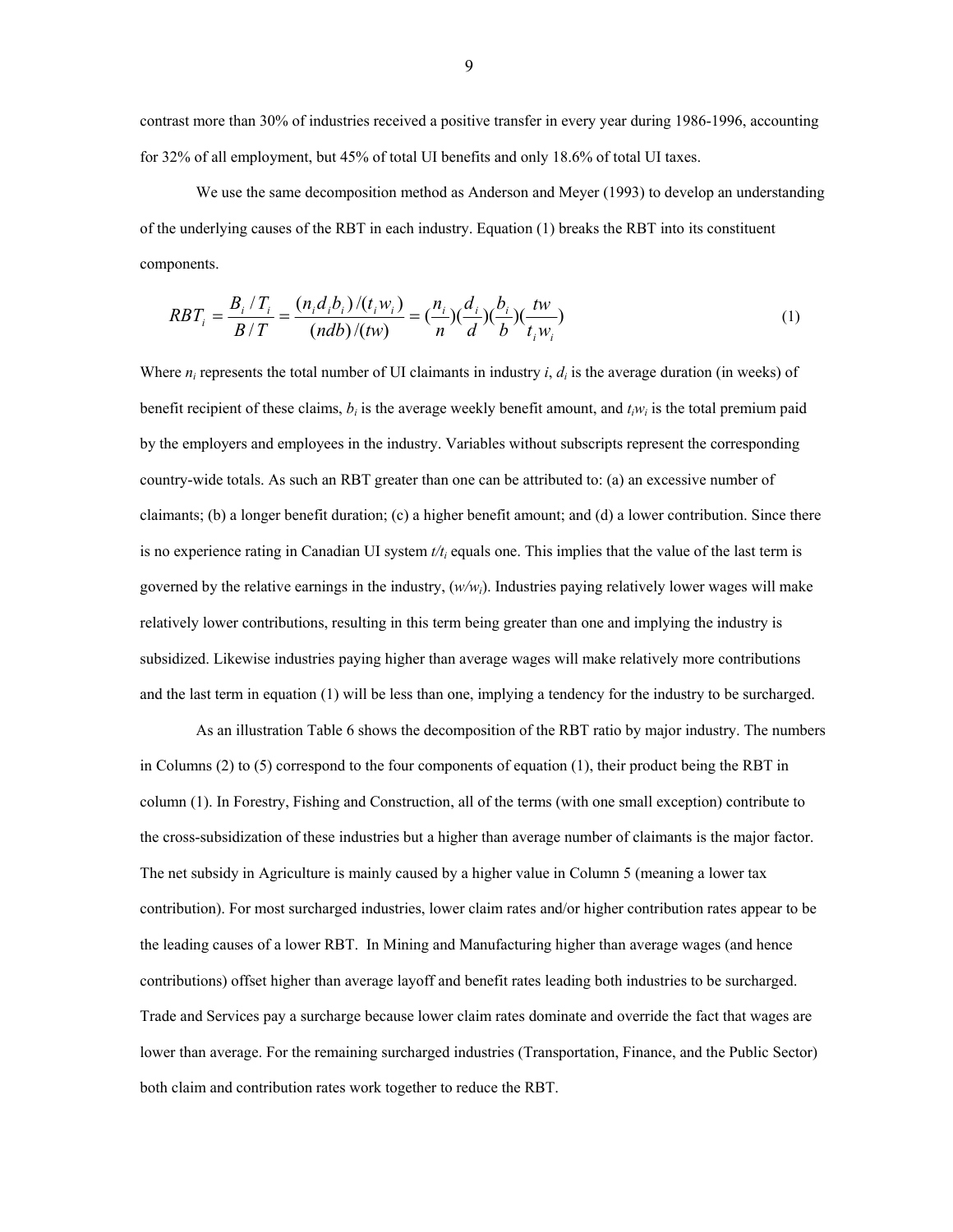contrast more than 30% of industries received a positive transfer in every year during 1986-1996, accounting for 32% of all employment, but 45% of total UI benefits and only 18.6% of total UI taxes.

We use the same decomposition method as Anderson and Meyer (1993) to develop an understanding of the underlying causes of the RBT in each industry. Equation (1) breaks the RBT into its constituent components.

$$RBT_i = \frac{B_i / T_i}{B / T} = \frac{(n_i d_i b_i)/(t_i w_i)}{(ndb)/(tw)} = (\frac{n_i}{n})(\frac{d_i}{d})(\frac{b_i}{b})(\frac{tw}{t_i w_i}) \tag{1}$$

Where $n_i$ represents the total number of UI claimants in industry $i$, $d_i$ is the average duration (in weeks) of benefit recipient of these claims, $b_i$ is the average weekly benefit amount, and $t_i w_i$ is the total premium paid by the employers and employees in the industry. Variables without subscripts represent the corresponding country-wide totals. As such an RBT greater than one can be attributed to: (a) an excessive number of claimants; (b) a longer benefit duration; (c) a higher benefit amount; and (d) a lower contribution. Since there is no experience rating in Canadian UI system $t/t_i$ equals one. This implies that the value of the last term is governed by the relative earnings in the industry, $(w/w_i)$. Industries paying relatively lower wages will make relatively lower contributions, resulting in this term being greater than one and implying the industry is subsidized. Likewise industries paying higher than average wages will make relatively more contributions and the last term in equation (1) will be less than one, implying a tendency for the industry to be surcharged.

As an illustration Table 6 shows the decomposition of the RBT ratio by major industry. The numbers in Columns (2) to (5) correspond to the four components of equation (1), their product being the RBT in column (1). In Forestry, Fishing and Construction, all of the terms (with one small exception) contribute to the cross-subsidization of these industries but a higher than average number of claimants is the major factor. The net subsidy in Agriculture is mainly caused by a higher value in Column 5 (meaning a lower tax contribution). For most surcharged industries, lower claim rates and/or higher contribution rates appear to be the leading causes of a lower RBT. In Mining and Manufacturing higher than average wages (and hence contributions) offset higher than average layoff and benefit rates leading both industries to be surcharged. Trade and Services pay a surcharge because lower claim rates dominate and override the fact that wages are lower than average. For the remaining surcharged industries (Transportation, Finance, and the Public Sector) both claim and contribution rates work together to reduce the RBT.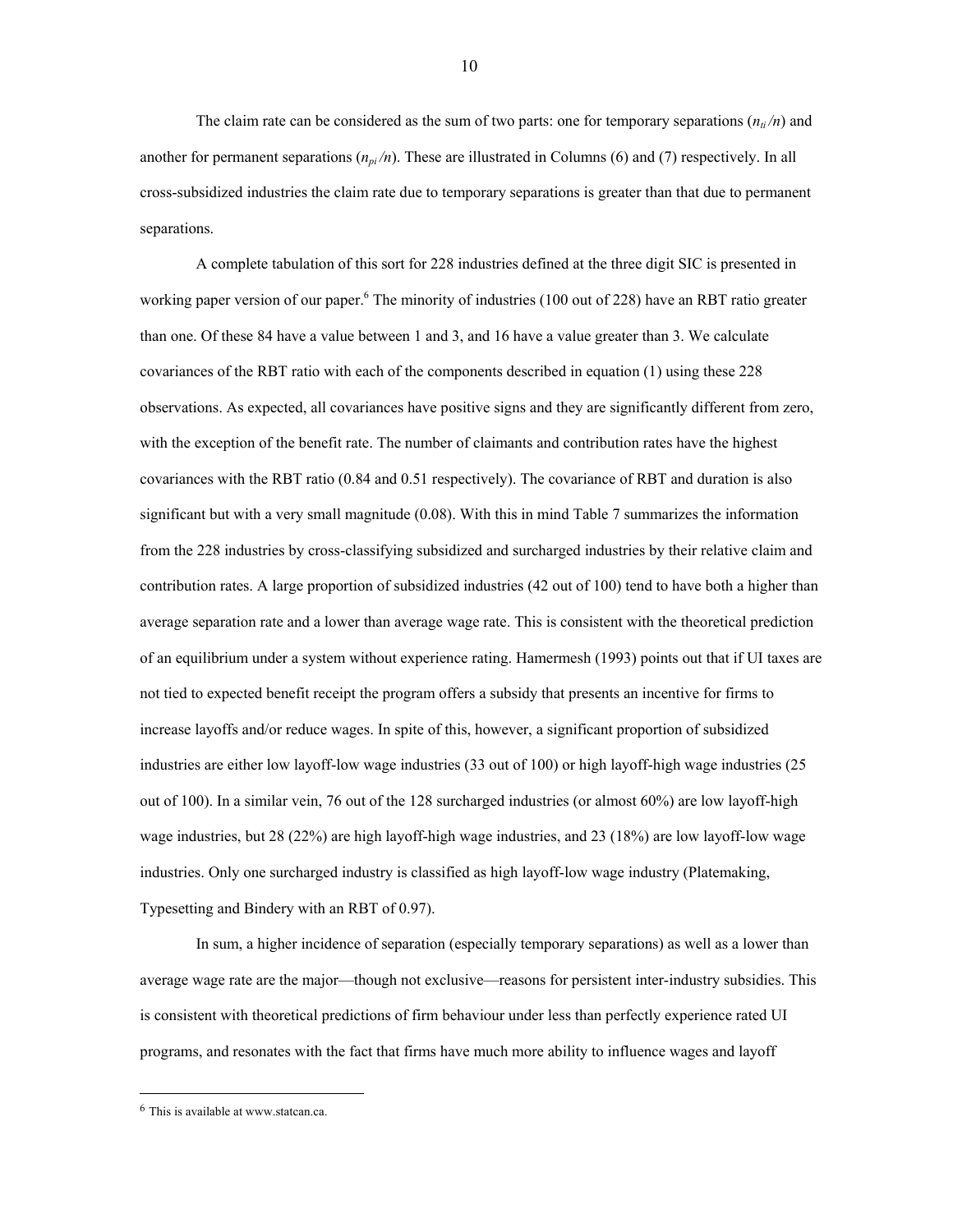The claim rate can be considered as the sum of two parts: one for temporary separations ($n_{ti}/n$) and another for permanent separations ($n_{pi}/n$). These are illustrated in Columns (6) and (7) respectively. In all cross-subsidized industries the claim rate due to temporary separations is greater than that due to permanent separations.

A complete tabulation of this sort for 228 industries defined at the three digit SIC is presented in working paper version of our paper.[6] The minority of industries (100 out of 228) have an RBT ratio greater than one. Of these 84 have a value between 1 and 3, and 16 have a value greater than 3. We calculate covariances of the RBT ratio with each of the components described in equation (1) using these 228 observations. As expected, all covariances have positive signs and they are significantly different from zero, with the exception of the benefit rate. The number of claimants and contribution rates have the highest covariances with the RBT ratio (0.84 and 0.51 respectively). The covariance of RBT and duration is also significant but with a very small magnitude (0.08). With this in mind Table 7 summarizes the information from the 228 industries by cross-classifying subsidized and surcharged industries by their relative claim and contribution rates. A large proportion of subsidized industries (42 out of 100) tend to have both a higher than average separation rate and a lower than average wage rate. This is consistent with the theoretical prediction of an equilibrium under a system without experience rating. Hamermesh (1993) points out that if UI taxes are not tied to expected benefit receipt the program offers a subsidy that presents an incentive for firms to increase layoffs and/or reduce wages. In spite of this, however, a significant proportion of subsidized industries are either low layoff-low wage industries (33 out of 100) or high layoff-high wage industries (25 out of 100). In a similar vein, 76 out of the 128 surcharged industries (or almost 60%) are low layoff-high wage industries, but 28 (22%) are high layoff-high wage industries, and 23 (18%) are low layoff-low wage industries. Only one surcharged industry is classified as high layoff-low wage industry (Platemaking, Typesetting and Bindery with an RBT of 0.97).

In sum, a higher incidence of separation (especially temporary separations) as well as a lower than average wage rate are the major—though not exclusive—reasons for persistent inter-industry subsidies. This is consistent with theoretical predictions of firm behaviour under less than perfectly experience rated UI programs, and resonates with the fact that firms have much more ability to influence wages and layoff

[6] This is available at www.statcan.ca.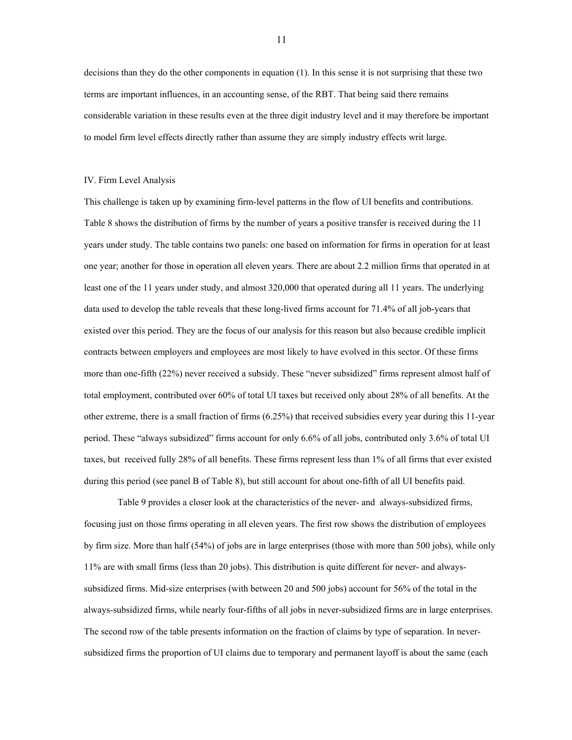decisions than they do the other components in equation (1). In this sense it is not surprising that these two terms are important influences, in an accounting sense, of the RBT. That being said there remains considerable variation in these results even at the three digit industry level and it may therefore be important to model firm level effects directly rather than assume they are simply industry effects writ large.

## IV. Firm Level Analysis

This challenge is taken up by examining firm-level patterns in the flow of UI benefits and contributions. Table 8 shows the distribution of firms by the number of years a positive transfer is received during the 11 years under study. The table contains two panels: one based on information for firms in operation for at least one year; another for those in operation all eleven years. There are about 2.2 million firms that operated in at least one of the 11 years under study, and almost 320,000 that operated during all 11 years. The underlying data used to develop the table reveals that these long-lived firms account for 71.4% of all job-years that existed over this period. They are the focus of our analysis for this reason but also because credible implicit contracts between employers and employees are most likely to have evolved in this sector. Of these firms more than one-fifth (22%) never received a subsidy. These "never subsidized" firms represent almost half of total employment, contributed over 60% of total UI taxes but received only about 28% of all benefits. At the other extreme, there is a small fraction of firms (6.25%) that received subsidies every year during this 11-year period. These "always subsidized" firms account for only 6.6% of all jobs, contributed only 3.6% of total UI taxes, but received fully 28% of all benefits. These firms represent less than 1% of all firms that ever existed during this period (see panel B of Table 8), but still account for about one-fifth of all UI benefits paid.

Table 9 provides a closer look at the characteristics of the never- and always-subsidized firms, focusing just on those firms operating in all eleven years. The first row shows the distribution of employees by firm size. More than half (54%) of jobs are in large enterprises (those with more than 500 jobs), while only 11% are with small firms (less than 20 jobs). This distribution is quite different for never- and always-subsidized firms. Mid-size enterprises (with between 20 and 500 jobs) account for 56% of the total in the always-subsidized firms, while nearly four-fifths of all jobs in never-subsidized firms are in large enterprises. The second row of the table presents information on the fraction of claims by type of separation. In never-subsidized firms the proportion of UI claims due to temporary and permanent layoff is about the same (each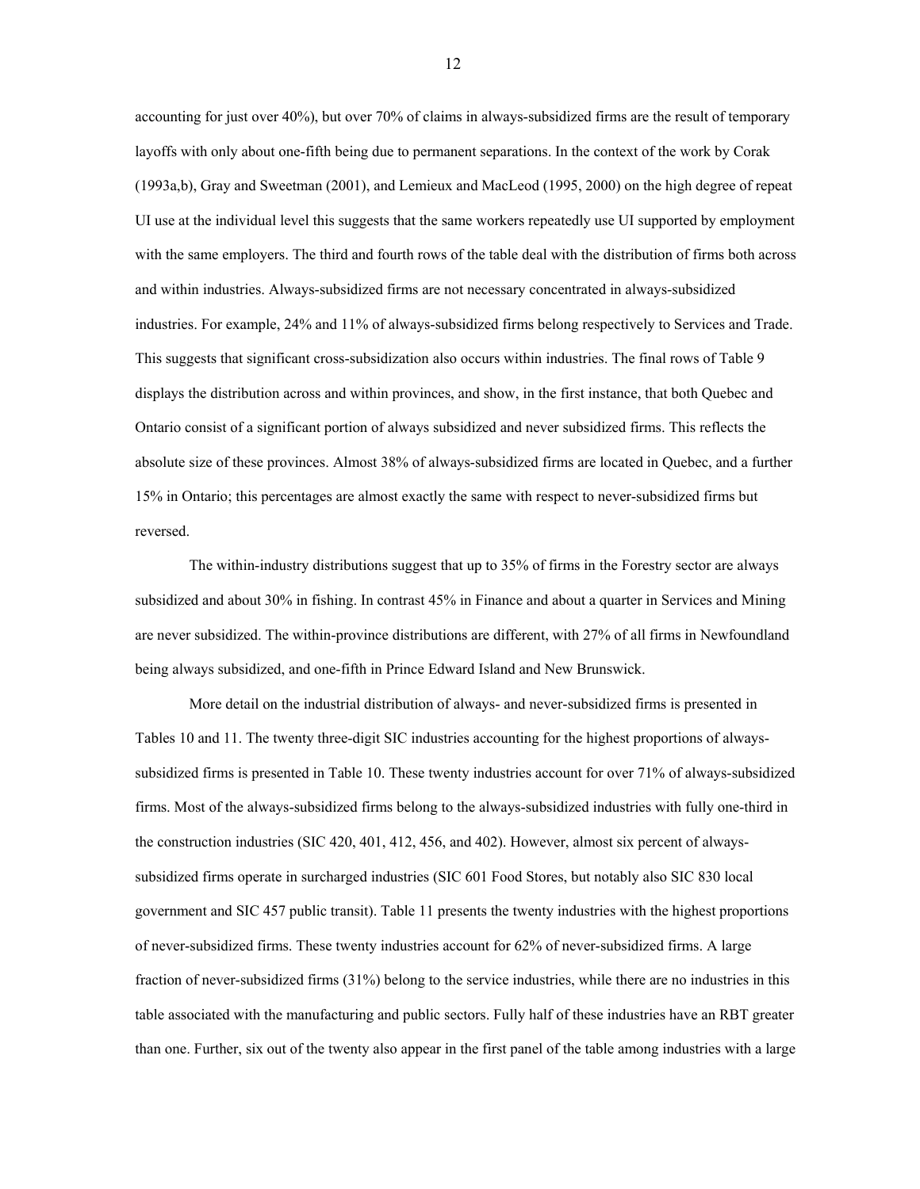accounting for just over 40%), but over 70% of claims in always-subsidized firms are the result of temporary layoffs with only about one-fifth being due to permanent separations. In the context of the work by Corak (1993a,b), Gray and Sweetman (2001), and Lemieux and MacLeod (1995, 2000) on the high degree of repeat UI use at the individual level this suggests that the same workers repeatedly use UI supported by employment with the same employers. The third and fourth rows of the table deal with the distribution of firms both across and within industries. Always-subsidized firms are not necessary concentrated in always-subsidized industries. For example, 24% and 11% of always-subsidized firms belong respectively to Services and Trade. This suggests that significant cross-subsidization also occurs within industries. The final rows of Table 9 displays the distribution across and within provinces, and show, in the first instance, that both Quebec and Ontario consist of a significant portion of always subsidized and never subsidized firms. This reflects the absolute size of these provinces. Almost 38% of always-subsidized firms are located in Quebec, and a further 15% in Ontario; this percentages are almost exactly the same with respect to never-subsidized firms but reversed.

The within-industry distributions suggest that up to 35% of firms in the Forestry sector are always subsidized and about 30% in fishing. In contrast 45% in Finance and about a quarter in Services and Mining are never subsidized. The within-province distributions are different, with 27% of all firms in Newfoundland being always subsidized, and one-fifth in Prince Edward Island and New Brunswick.

More detail on the industrial distribution of always- and never-subsidized firms is presented in Tables 10 and 11. The twenty three-digit SIC industries accounting for the highest proportions of always-subsidized firms is presented in Table 10. These twenty industries account for over 71% of always-subsidized firms. Most of the always-subsidized firms belong to the always-subsidized industries with fully one-third in the construction industries (SIC 420, 401, 412, 456, and 402). However, almost six percent of always-subsidized firms operate in surcharged industries (SIC 601 Food Stores, but notably also SIC 830 local government and SIC 457 public transit). Table 11 presents the twenty industries with the highest proportions of never-subsidized firms. These twenty industries account for 62% of never-subsidized firms. A large fraction of never-subsidized firms (31%) belong to the service industries, while there are no industries in this table associated with the manufacturing and public sectors. Fully half of these industries have an RBT greater than one. Further, six out of the twenty also appear in the first panel of the table among industries with a large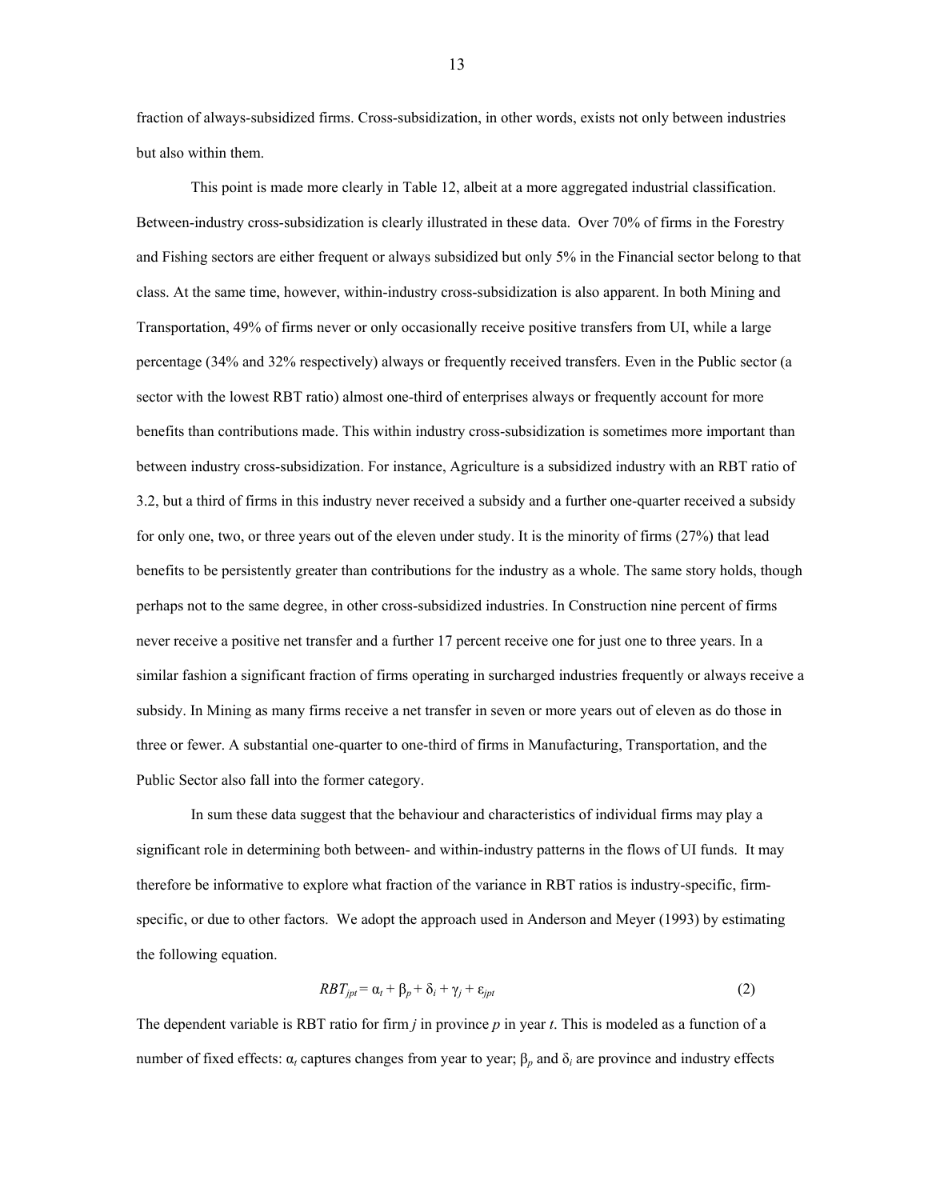fraction of always-subsidized firms. Cross-subsidization, in other words, exists not only between industries but also within them.

This point is made more clearly in Table 12, albeit at a more aggregated industrial classification. Between-industry cross-subsidization is clearly illustrated in these data. Over 70% of firms in the Forestry and Fishing sectors are either frequent or always subsidized but only 5% in the Financial sector belong to that class. At the same time, however, within-industry cross-subsidization is also apparent. In both Mining and Transportation, 49% of firms never or only occasionally receive positive transfers from UI, while a large percentage (34% and 32% respectively) always or frequently received transfers. Even in the Public sector (a sector with the lowest RBT ratio) almost one-third of enterprises always or frequently account for more benefits than contributions made. This within industry cross-subsidization is sometimes more important than between industry cross-subsidization. For instance, Agriculture is a subsidized industry with an RBT ratio of 3.2, but a third of firms in this industry never received a subsidy and a further one-quarter received a subsidy for only one, two, or three years out of the eleven under study. It is the minority of firms (27%) that lead benefits to be persistently greater than contributions for the industry as a whole. The same story holds, though perhaps not to the same degree, in other cross-subsidized industries. In Construction nine percent of firms never receive a positive net transfer and a further 17 percent receive one for just one to three years. In a similar fashion a significant fraction of firms operating in surcharged industries frequently or always receive a subsidy. In Mining as many firms receive a net transfer in seven or more years out of eleven as do those in three or fewer. A substantial one-quarter to one-third of firms in Manufacturing, Transportation, and the Public Sector also fall into the former category.

In sum these data suggest that the behaviour and characteristics of individual firms may play a significant role in determining both between- and within-industry patterns in the flows of UI funds. It may therefore be informative to explore what fraction of the variance in RBT ratios is industry-specific, firm-specific, or due to other factors. We adopt the approach used in Anderson and Meyer (1993) by estimating the following equation.

$$RBT_{jpt} = \alpha_t + \beta_p + \delta_i + \gamma_j + \varepsilon_{jpt} \tag{2}$$

The dependent variable is RBT ratio for firm $j$ in province $p$ in year $t$. This is modeled as a function of a number of fixed effects: $\alpha_t$ captures changes from year to year; $\beta_p$ and $\delta_i$ are province and industry effects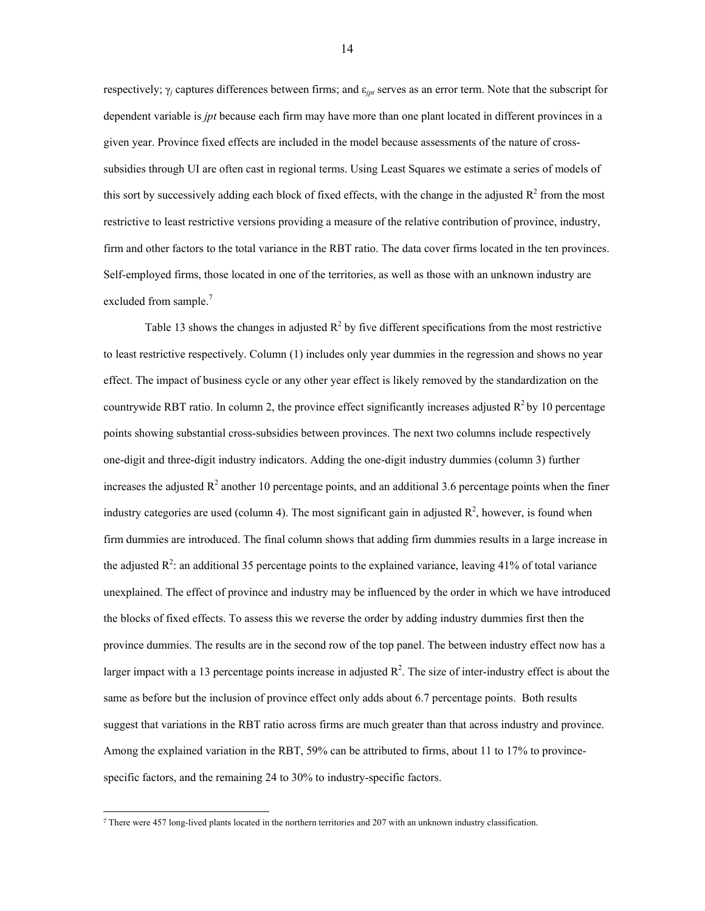respectively; $\gamma_j$ captures differences between firms; and $\varepsilon_{jpt}$ serves as an error term. Note that the subscript for dependent variable is *jpt* because each firm may have more than one plant located in different provinces in a given year. Province fixed effects are included in the model because assessments of the nature of cross-subsidies through UI are often cast in regional terms. Using Least Squares we estimate a series of models of this sort by successively adding each block of fixed effects, with the change in the adjusted $R^2$ from the most restrictive to least restrictive versions providing a measure of the relative contribution of province, industry, firm and other factors to the total variance in the RBT ratio. The data cover firms located in the ten provinces. Self-employed firms, those located in one of the territories, as well as those with an unknown industry are excluded from sample.[7]

Table 13 shows the changes in adjusted $R^2$ by five different specifications from the most restrictive to least restrictive respectively. Column (1) includes only year dummies in the regression and shows no year effect. The impact of business cycle or any other year effect is likely removed by the standardization on the countrywide RBT ratio. In column 2, the province effect significantly increases adjusted $R^2$ by 10 percentage points showing substantial cross-subsidies between provinces. The next two columns include respectively one-digit and three-digit industry indicators. Adding the one-digit industry dummies (column 3) further increases the adjusted $R^2$ another 10 percentage points, and an additional 3.6 percentage points when the finer industry categories are used (column 4). The most significant gain in adjusted $R^2$, however, is found when firm dummies are introduced. The final column shows that adding firm dummies results in a large increase in the adjusted $R^2$: an additional 35 percentage points to the explained variance, leaving 41% of total variance unexplained. The effect of province and industry may be influenced by the order in which we have introduced the blocks of fixed effects. To assess this we reverse the order by adding industry dummies first then the province dummies. The results are in the second row of the top panel. The between industry effect now has a larger impact with a 13 percentage points increase in adjusted $R^2$. The size of inter-industry effect is about the same as before but the inclusion of province effect only adds about 6.7 percentage points. Both results suggest that variations in the RBT ratio across firms are much greater than that across industry and province. Among the explained variation in the RBT, 59% can be attributed to firms, about 11 to 17% to province-specific factors, and the remaining 24 to 30% to industry-specific factors.

[7] There were 457 long-lived plants located in the northern territories and 207 with an unknown industry classification.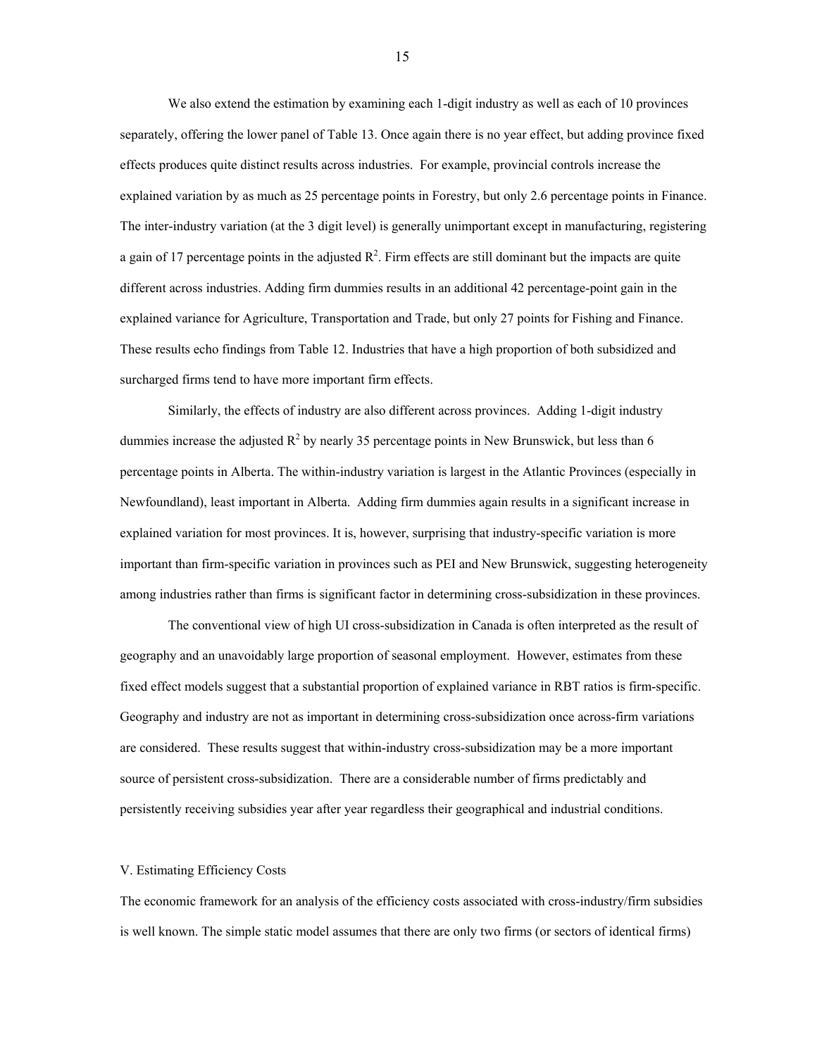We also extend the estimation by examining each 1-digit industry as well as each of 10 provinces separately, offering the lower panel of Table 13. Once again there is no year effect, but adding province fixed effects produces quite distinct results across industries. For example, provincial controls increase the explained variation by as much as 25 percentage points in Forestry, but only 2.6 percentage points in Finance. The inter-industry variation (at the 3 digit level) is generally unimportant except in manufacturing, registering a gain of 17 percentage points in the adjusted $R^2$. Firm effects are still dominant but the impacts are quite different across industries. Adding firm dummies results in an additional 42 percentage-point gain in the explained variance for Agriculture, Transportation and Trade, but only 27 points for Fishing and Finance. These results echo findings from Table 12. Industries that have a high proportion of both subsidized and surcharged firms tend to have more important firm effects.

Similarly, the effects of industry are also different across provinces. Adding 1-digit industry dummies increase the adjusted $R^2$ by nearly 35 percentage points in New Brunswick, but less than 6 percentage points in Alberta. The within-industry variation is largest in the Atlantic Provinces (especially in Newfoundland), least important in Alberta. Adding firm dummies again results in a significant increase in explained variation for most provinces. It is, however, surprising that industry-specific variation is more important than firm-specific variation in provinces such as PEI and New Brunswick, suggesting heterogeneity among industries rather than firms is significant factor in determining cross-subsidization in these provinces.

The conventional view of high UI cross-subsidization in Canada is often interpreted as the result of geography and an unavoidably large proportion of seasonal employment. However, estimates from these fixed effect models suggest that a substantial proportion of explained variance in RBT ratios is firm-specific. Geography and industry are not as important in determining cross-subsidization once across-firm variations are considered. These results suggest that within-industry cross-subsidization may be a more important source of persistent cross-subsidization. There are a considerable number of firms predictably and persistently receiving subsidies year after year regardless their geographical and industrial conditions.

## V. Estimating Efficiency Costs

The economic framework for an analysis of the efficiency costs associated with cross-industry/firm subsidies is well known. The simple static model assumes that there are only two firms (or sectors of identical firms)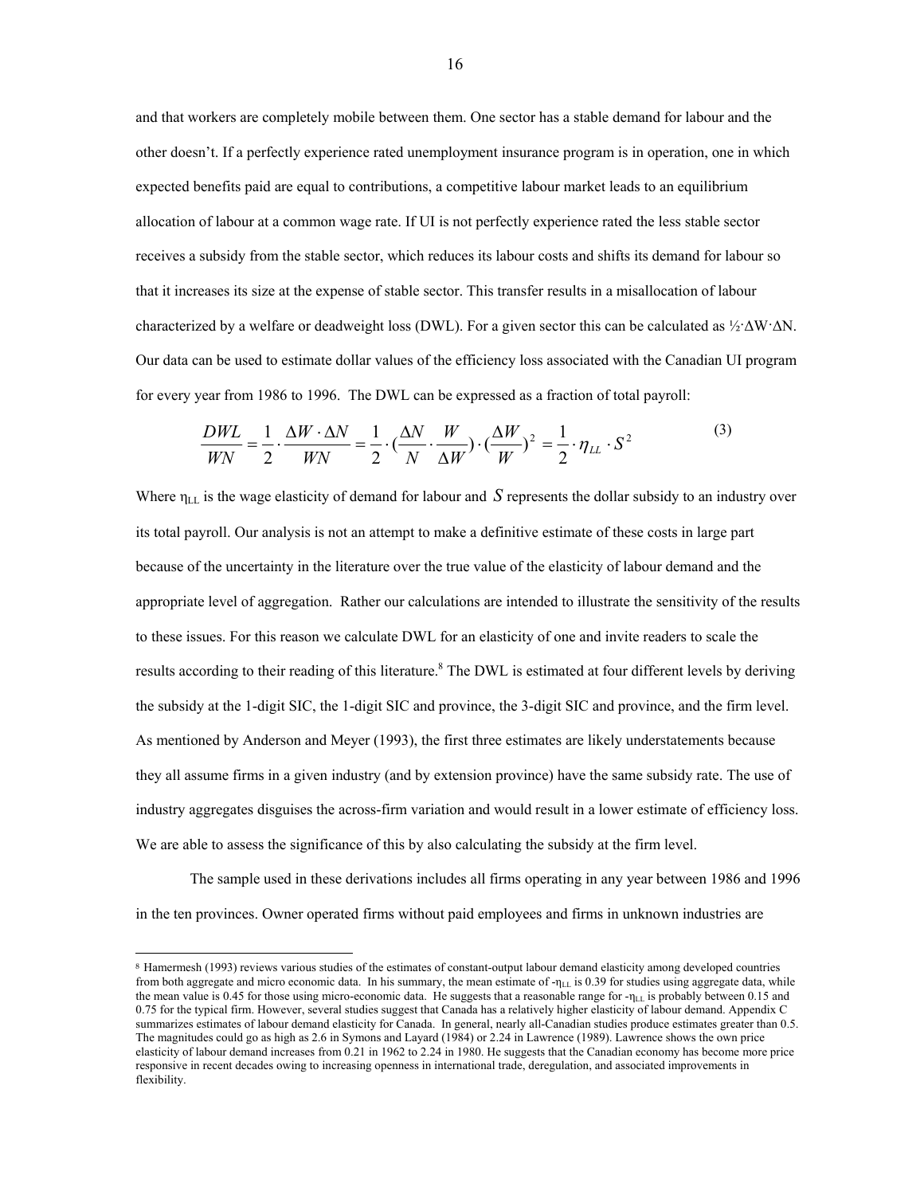and that workers are completely mobile between them. One sector has a stable demand for labour and the other doesn't. If a perfectly experience rated unemployment insurance program is in operation, one in which expected benefits paid are equal to contributions, a competitive labour market leads to an equilibrium allocation of labour at a common wage rate. If UI is not perfectly experience rated the less stable sector receives a subsidy from the stable sector, which reduces its labour costs and shifts its demand for labour so that it increases its size at the expense of stable sector. This transfer results in a misallocation of labour characterized by a welfare or deadweight loss (DWL). For a given sector this can be calculated as $\frac{1}{2} \cdot \Delta W \cdot \Delta N$. Our data can be used to estimate dollar values of the efficiency loss associated with the Canadian UI program for every year from 1986 to 1996. The DWL can be expressed as a fraction of total payroll:

$$\frac{DWL}{WN} = \frac{1}{2} \cdot \frac{\Delta W \cdot \Delta N}{WN} = \frac{1}{2} \cdot \left(\frac{\Delta N}{N} \cdot \frac{W}{\Delta W}\right) \cdot \left(\frac{\Delta W}{W}\right)^2 = \frac{1}{2} \cdot \eta_{LL} \cdot S^2 \tag{3}$$

Where $\eta_{LL}$ is the wage elasticity of demand for labour and $S$ represents the dollar subsidy to an industry over its total payroll. Our analysis is not an attempt to make a definitive estimate of these costs in large part because of the uncertainty in the literature over the true value of the elasticity of labour demand and the appropriate level of aggregation. Rather our calculations are intended to illustrate the sensitivity of the results to these issues. For this reason we calculate DWL for an elasticity of one and invite readers to scale the results according to their reading of this literature.[8] The DWL is estimated at four different levels by deriving the subsidy at the 1-digit SIC, the 1-digit SIC and province, the 3-digit SIC and province, and the firm level. As mentioned by Anderson and Meyer (1993), the first three estimates are likely understatements because they all assume firms in a given industry (and by extension province) have the same subsidy rate. The use of industry aggregates disguises the across-firm variation and would result in a lower estimate of efficiency loss. We are able to assess the significance of this by also calculating the subsidy at the firm level.

The sample used in these derivations includes all firms operating in any year between 1986 and 1996 in the ten provinces. Owner operated firms without paid employees and firms in unknown industries are

---

[8] Hamermesh (1993) reviews various studies of the estimates of constant-output labour demand elasticity among developed countries from both aggregate and micro economic data. In his summary, the mean estimate of $-\eta_{LL}$ is 0.39 for studies using aggregate data, while the mean value is 0.45 for those using micro-economic data. He suggests that a reasonable range for $-\eta_{LL}$ is probably between 0.15 and 0.75 for the typical firm. However, several studies suggest that Canada has a relatively higher elasticity of labour demand. Appendix C summarizes estimates of labour demand elasticity for Canada. In general, nearly all-Canadian studies produce estimates greater than 0.5. The magnitudes could go as high as 2.6 in Symons and Layard (1984) or 2.24 in Lawrence (1989). Lawrence shows the own price elasticity of labour demand increases from 0.21 in 1962 to 2.24 in 1980. He suggests that the Canadian economy has become more price responsive in recent decades owing to increasing openness in international trade, deregulation, and associated improvements in flexibility.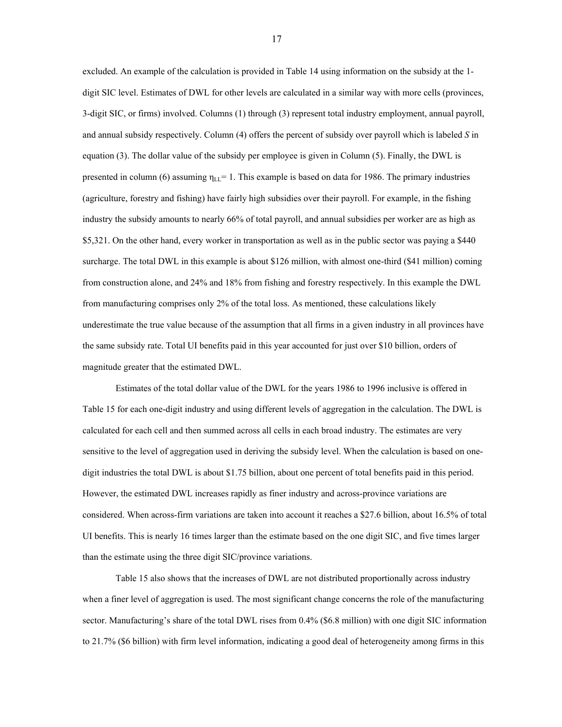excluded. An example of the calculation is provided in Table 14 using information on the subsidy at the 1-digit SIC level. Estimates of DWL for other levels are calculated in a similar way with more cells (provinces, 3-digit SIC, or firms) involved. Columns (1) through (3) represent total industry employment, annual payroll, and annual subsidy respectively. Column (4) offers the percent of subsidy over payroll which is labeled *S* in equation (3). The dollar value of the subsidy per employee is given in Column (5). Finally, the DWL is presented in column (6) assuming $\eta_{LL} = 1$. This example is based on data for 1986. The primary industries (agriculture, forestry and fishing) have fairly high subsidies over their payroll. For example, in the fishing industry the subsidy amounts to nearly 66% of total payroll, and annual subsidies per worker are as high as \$5,321. On the other hand, every worker in transportation as well as in the public sector was paying a \$440 surcharge. The total DWL in this example is about \$126 million, with almost one-third (\$41 million) coming from construction alone, and 24% and 18% from fishing and forestry respectively. In this example the DWL from manufacturing comprises only 2% of the total loss. As mentioned, these calculations likely underestimate the true value because of the assumption that all firms in a given industry in all provinces have the same subsidy rate. Total UI benefits paid in this year accounted for just over \$10 billion, orders of magnitude greater that the estimated DWL.

Estimates of the total dollar value of the DWL for the years 1986 to 1996 inclusive is offered in Table 15 for each one-digit industry and using different levels of aggregation in the calculation. The DWL is calculated for each cell and then summed across all cells in each broad industry. The estimates are very sensitive to the level of aggregation used in deriving the subsidy level. When the calculation is based on one-digit industries the total DWL is about \$1.75 billion, about one percent of total benefits paid in this period. However, the estimated DWL increases rapidly as finer industry and across-province variations are considered. When across-firm variations are taken into account it reaches a \$27.6 billion, about 16.5% of total UI benefits. This is nearly 16 times larger than the estimate based on the one digit SIC, and five times larger than the estimate using the three digit SIC/province variations.

Table 15 also shows that the increases of DWL are not distributed proportionally across industry when a finer level of aggregation is used. The most significant change concerns the role of the manufacturing sector. Manufacturing's share of the total DWL rises from 0.4% (\$6.8 million) with one digit SIC information to 21.7% (\$6 billion) with firm level information, indicating a good deal of heterogeneity among firms in this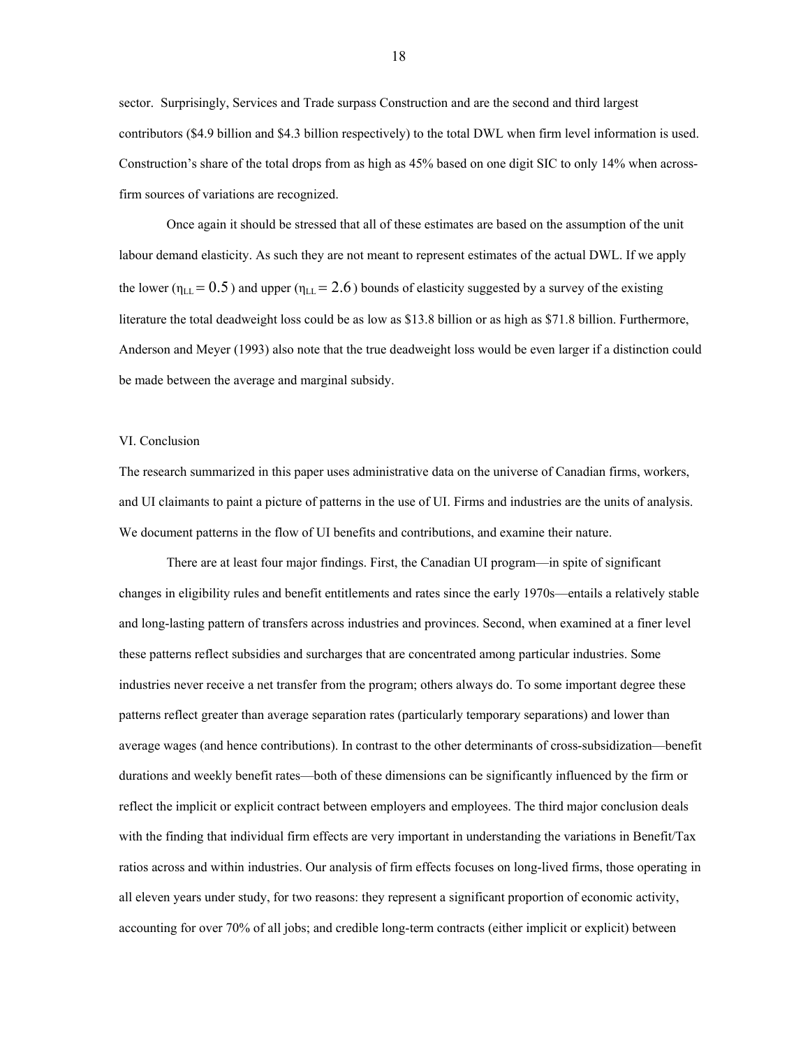sector. Surprisingly, Services and Trade surpass Construction and are the second and third largest contributors ($4.9 billion and $4.3 billion respectively) to the total DWL when firm level information is used. Construction's share of the total drops from as high as 45% based on one digit SIC to only 14% when across-firm sources of variations are recognized.

Once again it should be stressed that all of these estimates are based on the assumption of the unit labour demand elasticity. As such they are not meant to represent estimates of the actual DWL. If we apply the lower ($\eta_{LL} = 0.5$) and upper ($\eta_{LL} = 2.6$) bounds of elasticity suggested by a survey of the existing literature the total deadweight loss could be as low as $13.8 billion or as high as $71.8 billion. Furthermore, Anderson and Meyer (1993) also note that the true deadweight loss would be even larger if a distinction could be made between the average and marginal subsidy.

## VI. Conclusion

The research summarized in this paper uses administrative data on the universe of Canadian firms, workers, and UI claimants to paint a picture of patterns in the use of UI. Firms and industries are the units of analysis. We document patterns in the flow of UI benefits and contributions, and examine their nature.

There are at least four major findings. First, the Canadian UI program—in spite of significant changes in eligibility rules and benefit entitlements and rates since the early 1970s—entails a relatively stable and long-lasting pattern of transfers across industries and provinces. Second, when examined at a finer level these patterns reflect subsidies and surcharges that are concentrated among particular industries. Some industries never receive a net transfer from the program; others always do. To some important degree these patterns reflect greater than average separation rates (particularly temporary separations) and lower than average wages (and hence contributions). In contrast to the other determinants of cross-subsidization—benefit durations and weekly benefit rates—both of these dimensions can be significantly influenced by the firm or reflect the implicit or explicit contract between employers and employees. The third major conclusion deals with the finding that individual firm effects are very important in understanding the variations in Benefit/Tax ratios across and within industries. Our analysis of firm effects focuses on long-lived firms, those operating in all eleven years under study, for two reasons: they represent a significant proportion of economic activity, accounting for over 70% of all jobs; and credible long-term contracts (either implicit or explicit) between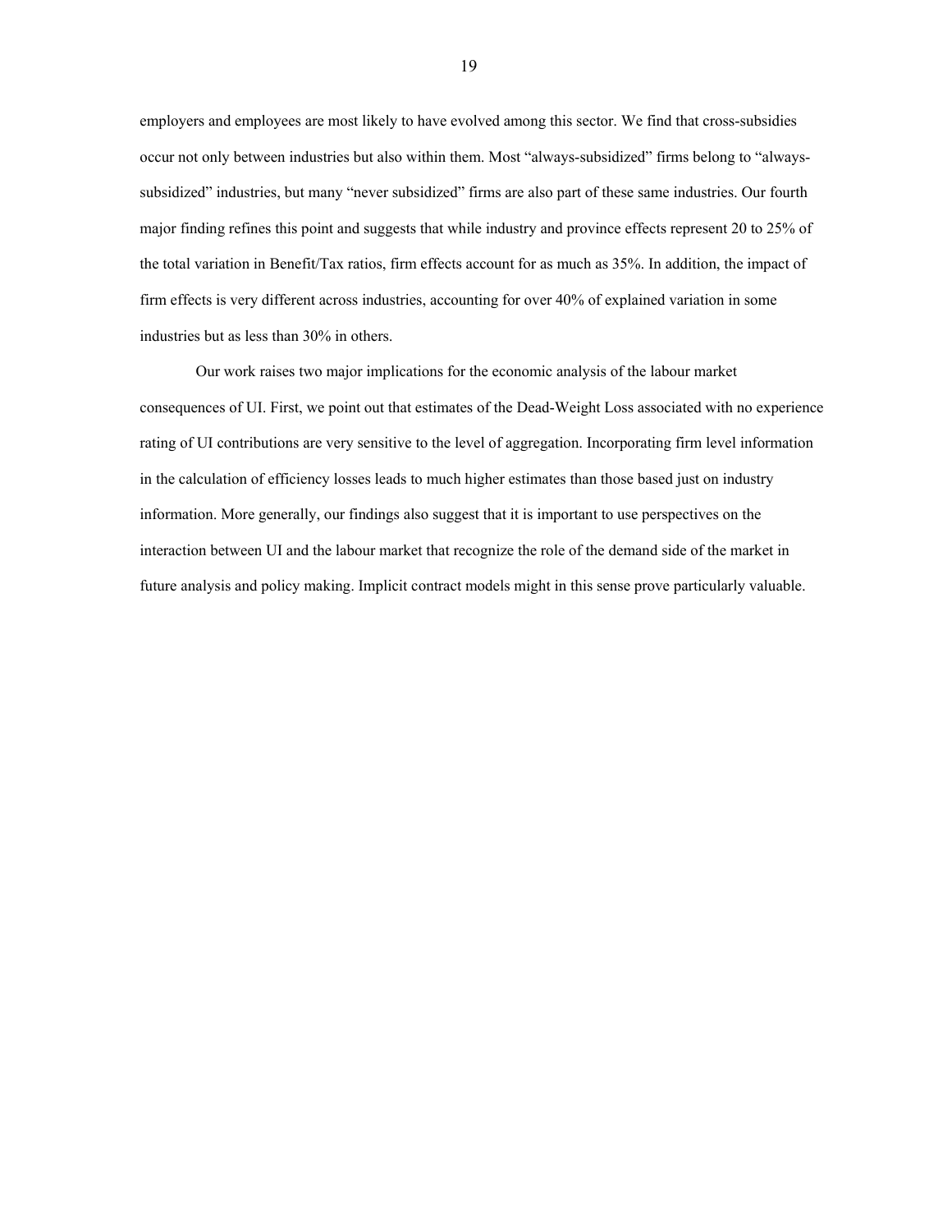employers and employees are most likely to have evolved among this sector. We find that cross-subsidies occur not only between industries but also within them. Most "always-subsidized" firms belong to "always-subsidized" industries, but many "never subsidized" firms are also part of these same industries. Our fourth major finding refines this point and suggests that while industry and province effects represent 20 to 25% of the total variation in Benefit/Tax ratios, firm effects account for as much as 35%. In addition, the impact of firm effects is very different across industries, accounting for over 40% of explained variation in some industries but as less than 30% in others.

Our work raises two major implications for the economic analysis of the labour market consequences of UI. First, we point out that estimates of the Dead-Weight Loss associated with no experience rating of UI contributions are very sensitive to the level of aggregation. Incorporating firm level information in the calculation of efficiency losses leads to much higher estimates than those based just on industry information. More generally, our findings also suggest that it is important to use perspectives on the interaction between UI and the labour market that recognize the role of the demand side of the market in future analysis and policy making. Implicit contract models might in this sense prove particularly valuable.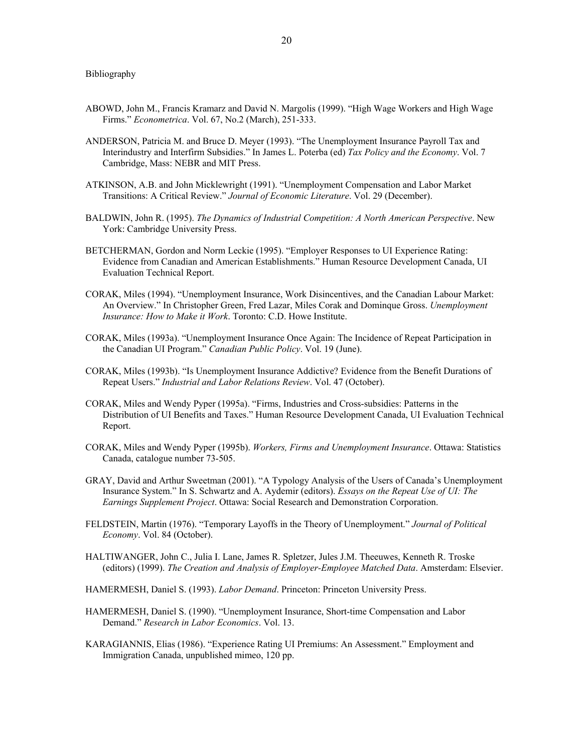Bibliography

ABOWD, John M., Francis Kramarz and David N. Margolis (1999). "High Wage Workers and High Wage Firms." *Econometrica*. Vol. 67, No.2 (March), 251-333.

ANDERSON, Patricia M. and Bruce D. Meyer (1993). "The Unemployment Insurance Payroll Tax and Interindustry and Interfirm Subsidies." In James L. Poterba (ed) *Tax Policy and the Economy*. Vol. 7 Cambridge, Mass: NEBR and MIT Press.

ATKINSON, A.B. and John Micklewright (1991). "Unemployment Compensation and Labor Market Transitions: A Critical Review." *Journal of Economic Literature*. Vol. 29 (December).

BALDWIN, John R. (1995). *The Dynamics of Industrial Competition: A North American Perspective*. New York: Cambridge University Press.

BETCHERMAN, Gordon and Norm Leckie (1995). "Employer Responses to UI Experience Rating: Evidence from Canadian and American Establishments." Human Resource Development Canada, UI Evaluation Technical Report.

CORAK, Miles (1994). "Unemployment Insurance, Work Disincentives, and the Canadian Labour Market: An Overview." In Christopher Green, Fred Lazar, Miles Corak and Dominque Gross. *Unemployment Insurance: How to Make it Work*. Toronto: C.D. Howe Institute.

CORAK, Miles (1993a). "Unemployment Insurance Once Again: The Incidence of Repeat Participation in the Canadian UI Program." *Canadian Public Policy*. Vol. 19 (June).

CORAK, Miles (1993b). "Is Unemployment Insurance Addictive? Evidence from the Benefit Durations of Repeat Users." *Industrial and Labor Relations Review*. Vol. 47 (October).

CORAK, Miles and Wendy Pyper (1995a). "Firms, Industries and Cross-subsidies: Patterns in the Distribution of UI Benefits and Taxes." Human Resource Development Canada, UI Evaluation Technical Report.

CORAK, Miles and Wendy Pyper (1995b). *Workers, Firms and Unemployment Insurance*. Ottawa: Statistics Canada, catalogue number 73-505.

GRAY, David and Arthur Sweetman (2001). "A Typology Analysis of the Users of Canada's Unemployment Insurance System." In S. Schwartz and A. Aydemir (editors). *Essays on the Repeat Use of UI: The Earnings Supplement Project*. Ottawa: Social Research and Demonstration Corporation.

FELDSTEIN, Martin (1976). "Temporary Layoffs in the Theory of Unemployment." *Journal of Political Economy*. Vol. 84 (October).

HALTIWANGER, John C., Julia I. Lane, James R. Spletzer, Jules J.M. Theeuwes, Kenneth R. Troske (editors) (1999). *The Creation and Analysis of Employer-Employee Matched Data*. Amsterdam: Elsevier.

HAMERMESH, Daniel S. (1993). *Labor Demand*. Princeton: Princeton University Press.

HAMERMESH, Daniel S. (1990). "Unemployment Insurance, Short-time Compensation and Labor Demand." *Research in Labor Economics*. Vol. 13.

KARAGIANNIS, Elias (1986). "Experience Rating UI Premiums: An Assessment." Employment and Immigration Canada, unpublished mimeo, 120 pp.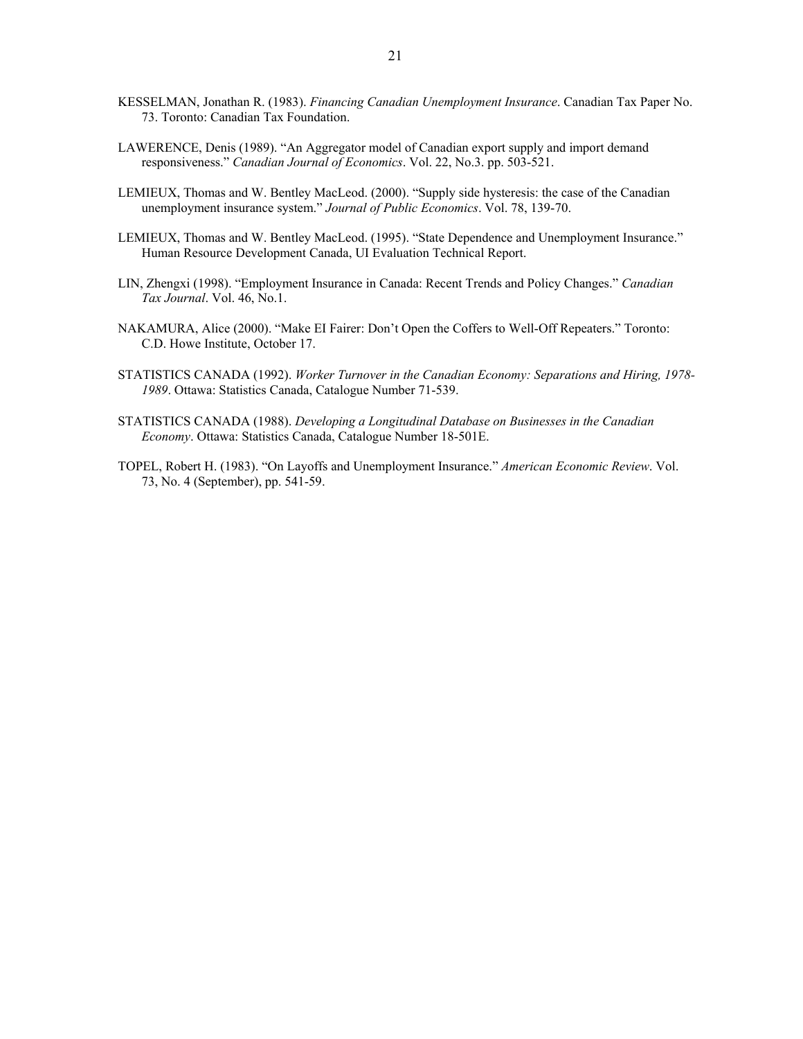KESSELMAN, Jonathan R. (1983). *Financing Canadian Unemployment Insurance*. Canadian Tax Paper No. 73. Toronto: Canadian Tax Foundation.

LAWERENCE, Denis (1989). "An Aggregator model of Canadian export supply and import demand responsiveness." *Canadian Journal of Economics*. Vol. 22, No.3. pp. 503-521.

LEMIEUX, Thomas and W. Bentley MacLeod. (2000). "Supply side hysteresis: the case of the Canadian unemployment insurance system." *Journal of Public Economics*. Vol. 78, 139-70.

LEMIEUX, Thomas and W. Bentley MacLeod. (1995). "State Dependence and Unemployment Insurance." Human Resource Development Canada, UI Evaluation Technical Report.

LIN, Zhengxi (1998). "Employment Insurance in Canada: Recent Trends and Policy Changes." *Canadian Tax Journal*. Vol. 46, No.1.

NAKAMURA, Alice (2000). "Make EI Fairer: Don't Open the Coffers to Well-Off Repeaters." Toronto: C.D. Howe Institute, October 17.

STATISTICS CANADA (1992). *Worker Turnover in the Canadian Economy: Separations and Hiring, 1978-1989*. Ottawa: Statistics Canada, Catalogue Number 71-539.

STATISTICS CANADA (1988). *Developing a Longitudinal Database on Businesses in the Canadian Economy*. Ottawa: Statistics Canada, Catalogue Number 18-501E.

TOPEL, Robert H. (1983). "On Layoffs and Unemployment Insurance." *American Economic Review*. Vol. 73, No. 4 (September), pp. 541-59.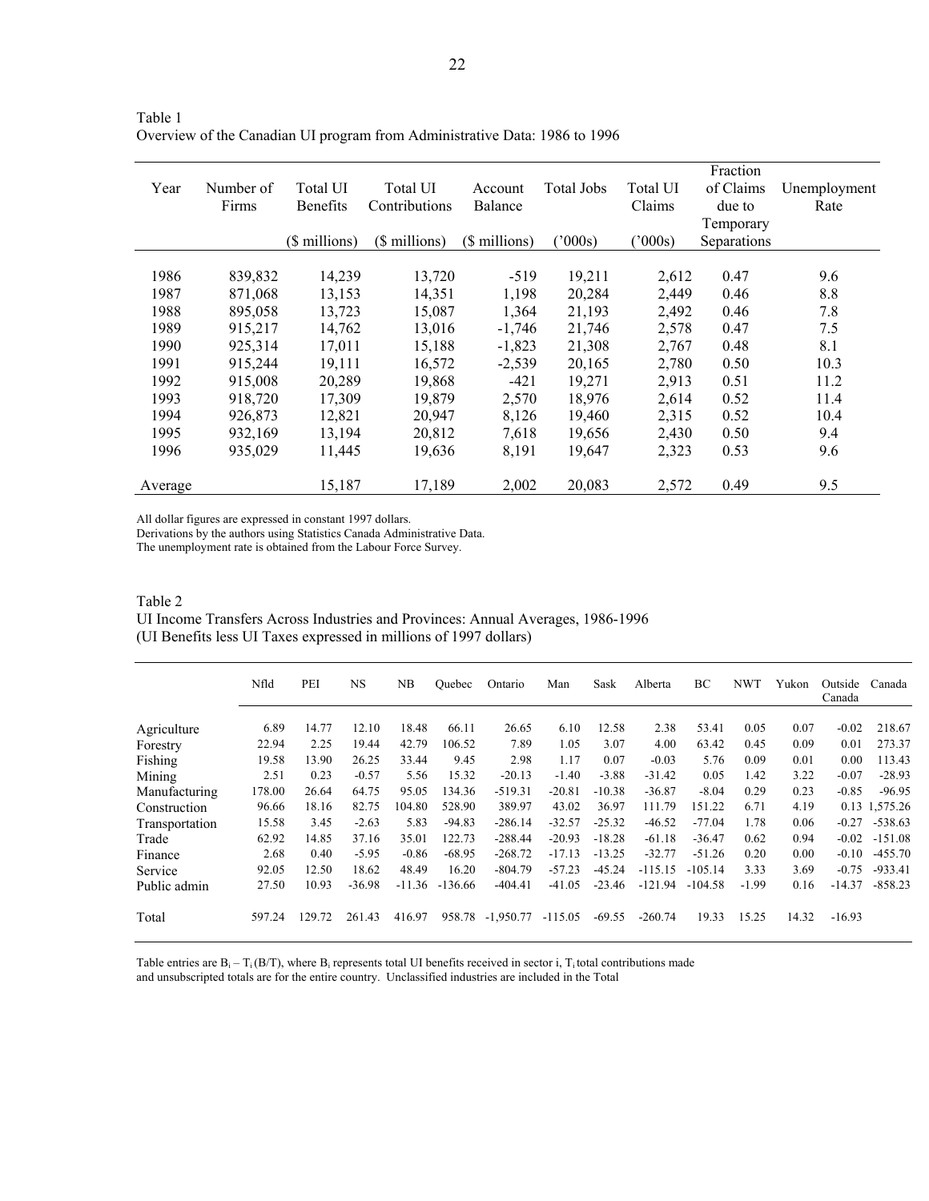Table 1
Overview of the Canadian UI program from Administrative Data: 1986 to 1996

| Year | Number of Firms | Total UI Benefits | Total UI Contributions | Account Balance | Total Jobs | Total UI Claims | Fraction of Claims due to Temporary Separations | Unemployment Rate |
|---|---|---|---|---|---|---|---|---|
| | | ($ millions) | ($ millions) | ($ millions) | ('000s) | ('000s) | | |
| 1986 | 839,832 | 14,239 | 13,720 | -519 | 19,211 | 2,612 | 0.47 | 9.6 |
| 1987 | 871,068 | 13,153 | 14,351 | 1,198 | 20,284 | 2,449 | 0.46 | 8.8 |
| 1988 | 895,058 | 13,723 | 15,087 | 1,364 | 21,193 | 2,492 | 0.46 | 7.8 |
| 1989 | 915,217 | 14,762 | 13,016 | -1,746 | 21,746 | 2,578 | 0.47 | 7.5 |
| 1990 | 925,314 | 17,011 | 15,188 | -1,823 | 21,308 | 2,767 | 0.48 | 8.1 |
| 1991 | 915,244 | 19,111 | 16,572 | -2,539 | 20,165 | 2,780 | 0.50 | 10.3 |
| 1992 | 915,008 | 20,289 | 19,868 | -421 | 19,271 | 2,913 | 0.51 | 11.2 |
| 1993 | 918,720 | 17,309 | 19,879 | 2,570 | 18,976 | 2,614 | 0.52 | 11.4 |
| 1994 | 926,873 | 12,821 | 20,947 | 8,126 | 19,460 | 2,315 | 0.52 | 10.4 |
| 1995 | 932,169 | 13,194 | 20,812 | 7,618 | 19,656 | 2,430 | 0.50 | 9.4 |
| 1996 | 935,029 | 11,445 | 19,636 | 8,191 | 19,647 | 2,323 | 0.53 | 9.6 |
| Average | | 15,187 | 17,189 | 2,002 | 20,083 | 2,572 | 0.49 | 9.5 |

All dollar figures are expressed in constant 1997 dollars.
Derivations by the authors using Statistics Canada Administrative Data.
The unemployment rate is obtained from the Labour Force Survey.

Table 2
UI Income Transfers Across Industries and Provinces: Annual Averages, 1986-1996
(UI Benefits less UI Taxes expressed in millions of 1997 dollars)

| | Nfld | PEI | NS | NB | Quebec | Ontario | Man | Sask | Alberta | BC | NWT | Yukon | Outside Canada | Canada |
|---|---|---|---|---|---|---|---|---|---|---|---|---|---|---|
| Agriculture | 6.89 | 14.77 | 12.10 | 18.48 | 66.11 | 26.65 | 6.10 | 12.58 | 2.38 | 53.41 | 0.05 | 0.07 | -0.02 | 218.67 |
| Forestry | 22.94 | 2.25 | 19.44 | 42.79 | 106.52 | 7.89 | 1.05 | 3.07 | 4.00 | 63.42 | 0.45 | 0.09 | 0.01 | 273.37 |
| Fishing | 19.58 | 13.90 | 26.25 | 33.44 | 9.45 | 2.98 | 1.17 | 0.07 | -0.03 | 5.76 | 0.09 | 0.01 | 0.00 | 113.43 |
| Mining | 2.51 | 0.23 | -0.57 | 5.56 | 15.32 | -20.13 | -1.40 | -3.88 | -31.42 | 0.05 | 1.42 | 3.22 | -0.07 | -28.93 |
| Manufacturing | 178.00 | 26.64 | 64.75 | 95.05 | 134.36 | -519.31 | -20.81 | -10.38 | -36.87 | -8.04 | 0.29 | 0.23 | -0.85 | -96.95 |
| Construction | 96.66 | 18.16 | 82.75 | 104.80 | 528.90 | 389.97 | 43.02 | 36.97 | 111.79 | 151.22 | 6.71 | 4.19 | 0.13 | 1,575.26 |
| Transportation | 15.58 | 3.45 | -2.63 | 5.83 | -94.83 | -286.14 | -32.57 | -25.32 | -46.52 | -77.04 | 1.78 | 0.06 | -0.27 | -538.63 |
| Trade | 62.92 | 14.85 | 37.16 | 35.01 | 122.73 | -288.44 | -20.93 | -18.28 | -61.18 | -36.47 | 0.62 | 0.94 | -0.02 | -151.08 |
| Finance | 2.68 | 0.40 | -5.95 | -0.86 | -68.95 | -268.72 | -17.13 | -13.25 | -32.77 | -51.26 | 0.20 | 0.00 | -0.10 | -455.70 |
| Service | 92.05 | 12.50 | 18.62 | 48.49 | 16.20 | -804.79 | -57.23 | -45.24 | -115.15 | -105.14 | 3.33 | 3.69 | -0.75 | -933.41 |
| Public admin | 27.50 | 10.93 | -36.98 | -11.36 | -136.66 | -404.41 | -41.05 | -23.46 | -121.94 | -104.58 | -1.99 | 0.16 | -14.37 | -858.23 |
| Total | 597.24 | 129.72 | 261.43 | 416.97 | 958.78 | -1,950.77 | -115.05 | -69.55 | -260.74 | 19.33 | 15.25 | 14.32 | -16.93 | |

Table entries are $B_i - T_i(B/T)$, where $B_i$ represents total UI benefits received in sector i, $T_i$ total contributions made and unsubscripted totals are for the entire country. Unclassified industries are included in the Total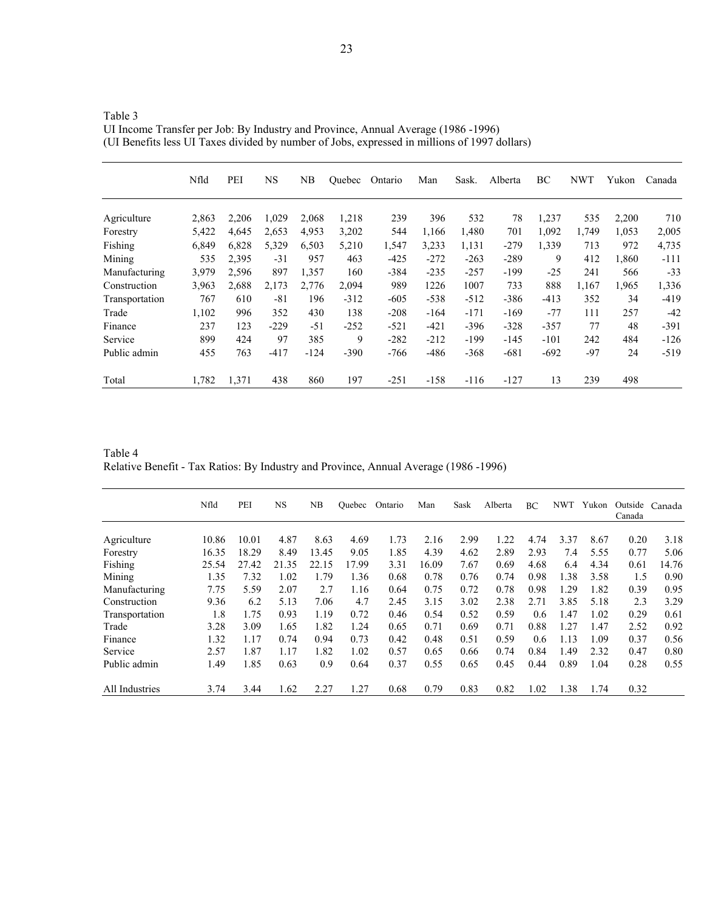Table 3
UI Income Transfer per Job: By Industry and Province, Annual Average (1986 -1996)
(UI Benefits less UI Taxes divided by number of Jobs, expressed in millions of 1997 dollars)

| | Nfld | PEI | NS | NB | Quebec | Ontario | Man | Sask. | Alberta | BC | NWT | Yukon | Canada |
|---|---|---|---|---|---|---|---|---|---|---|---|---|---|
| Agriculture | 2,863 | 2,206 | 1,029 | 2,068 | 1,218 | 239 | 396 | 532 | 78 | 1,237 | 535 | 2,200 | 710 |
| Forestry | 5,422 | 4,645 | 2,653 | 4,953 | 3,202 | 544 | 1,166 | 1,480 | 701 | 1,092 | 1,749 | 1,053 | 2,005 |
| Fishing | 6,849 | 6,828 | 5,329 | 6,503 | 5,210 | 1,547 | 3,233 | 1,131 | -279 | 1,339 | 713 | 972 | 4,735 |
| Mining | 535 | 2,395 | -31 | 957 | 463 | -425 | -272 | -263 | -289 | 9 | 412 | 1,860 | -111 |
| Manufacturing | 3,979 | 2,596 | 897 | 1,357 | 160 | -384 | -235 | -257 | -199 | -25 | 241 | 566 | -33 |
| Construction | 3,963 | 2,688 | 2,173 | 2,776 | 2,094 | 989 | 1226 | 1007 | 733 | 888 | 1,167 | 1,965 | 1,336 |
| Transportation | 767 | 610 | -81 | 196 | -312 | -605 | -538 | -512 | -386 | -413 | 352 | 34 | -419 |
| Trade | 1,102 | 996 | 352 | 430 | 138 | -208 | -164 | -171 | -169 | -77 | 111 | 257 | -42 |
| Finance | 237 | 123 | -229 | -51 | -252 | -521 | -421 | -396 | -328 | -357 | 77 | 48 | -391 |
| Service | 899 | 424 | 97 | 385 | 9 | -282 | -212 | -199 | -145 | -101 | 242 | 484 | -126 |
| Public admin | 455 | 763 | -417 | -124 | -390 | -766 | -486 | -368 | -681 | -692 | -97 | 24 | -519 |
| Total | 1,782 | 1,371 | 438 | 860 | 197 | -251 | -158 | -116 | -127 | 13 | 239 | 498 | |

Table 4
Relative Benefit - Tax Ratios: By Industry and Province, Annual Average (1986 -1996)

| | Nfld | PEI | NS | NB | Quebec | Ontario | Man | Sask | Alberta | BC | NWT | Yukon | Outside Canada | Canada |
|---|---|---|---|---|---|---|---|---|---|---|---|---|---|---|
| Agriculture | 10.86 | 10.01 | 4.87 | 8.63 | 4.69 | 1.73 | 2.16 | 2.99 | 1.22 | 4.74 | 3.37 | 8.67 | 0.20 | 3.18 |
| Forestry | 16.35 | 18.29 | 8.49 | 13.45 | 9.05 | 1.85 | 4.39 | 4.62 | 2.89 | 2.93 | 7.4 | 5.55 | 0.77 | 5.06 |
| Fishing | 25.54 | 27.42 | 21.35 | 22.15 | 17.99 | 3.31 | 16.09 | 7.67 | 0.69 | 4.68 | 6.4 | 4.34 | 0.61 | 14.76 |
| Mining | 1.35 | 7.32 | 1.02 | 1.79 | 1.36 | 0.68 | 0.78 | 0.76 | 0.74 | 0.98 | 1.38 | 3.58 | 1.5 | 0.90 |
| Manufacturing | 7.75 | 5.59 | 2.07 | 2.7 | 1.16 | 0.64 | 0.75 | 0.72 | 0.78 | 0.98 | 1.29 | 1.82 | 0.39 | 0.95 |
| Construction | 9.36 | 6.2 | 5.13 | 7.06 | 4.7 | 2.45 | 3.15 | 3.02 | 2.38 | 2.71 | 3.85 | 5.18 | 2.3 | 3.29 |
| Transportation | 1.8 | 1.75 | 0.93 | 1.19 | 0.72 | 0.46 | 0.54 | 0.52 | 0.59 | 0.6 | 1.47 | 1.02 | 0.29 | 0.61 |
| Trade | 3.28 | 3.09 | 1.65 | 1.82 | 1.24 | 0.65 | 0.71 | 0.69 | 0.71 | 0.88 | 1.27 | 1.47 | 2.52 | 0.92 |
| Finance | 1.32 | 1.17 | 0.74 | 0.94 | 0.73 | 0.42 | 0.48 | 0.51 | 0.59 | 0.6 | 1.13 | 1.09 | 0.37 | 0.56 |
| Service | 2.57 | 1.87 | 1.17 | 1.82 | 1.02 | 0.57 | 0.65 | 0.66 | 0.74 | 0.84 | 1.49 | 2.32 | 0.47 | 0.80 |
| Public admin | 1.49 | 1.85 | 0.63 | 0.9 | 0.64 | 0.37 | 0.55 | 0.65 | 0.45 | 0.44 | 0.89 | 1.04 | 0.28 | 0.55 |
| All Industries | 3.74 | 3.44 | 1.62 | 2.27 | 1.27 | 0.68 | 0.79 | 0.83 | 0.82 | 1.02 | 1.38 | 1.74 | 0.32 | |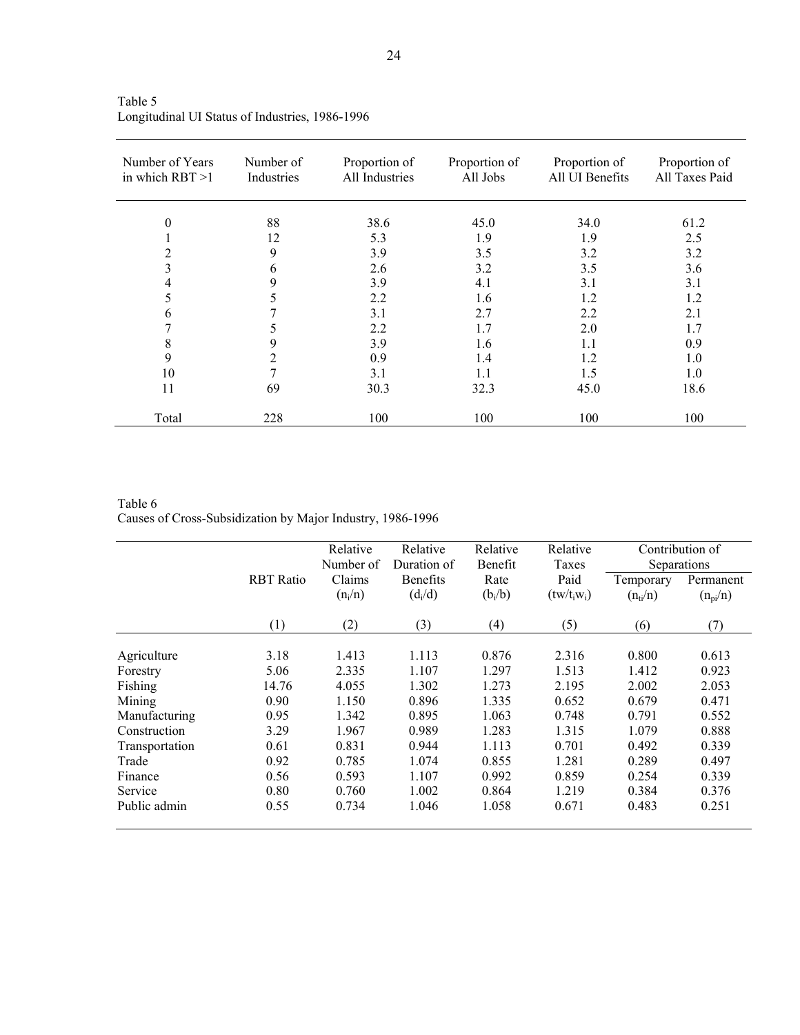Table 5
Longitudinal UI Status of Industries, 1986-1996

| Number of Years in which RBT >1 | Number of Industries | Proportion of All Industries | Proportion of All Jobs | Proportion of All UI Benefits | Proportion of All Taxes Paid |
|---|---|---|---|---|---|
| 0 | 88 | 38.6 | 45.0 | 34.0 | 61.2 |
| 1 | 12 | 5.3 | 1.9 | 1.9 | 2.5 |
| 2 | 9 | 3.9 | 3.5 | 3.2 | 3.2 |
| 3 | 6 | 2.6 | 3.2 | 3.5 | 3.6 |
| 4 | 9 | 3.9 | 4.1 | 3.1 | 3.1 |
| 5 | 5 | 2.2 | 1.6 | 1.2 | 1.2 |
| 6 | 7 | 3.1 | 2.7 | 2.2 | 2.1 |
| 7 | 5 | 2.2 | 1.7 | 2.0 | 1.7 |
| 8 | 9 | 3.9 | 1.6 | 1.1 | 0.9 |
| 9 | 2 | 0.9 | 1.4 | 1.2 | 1.0 |
| 10 | 7 | 3.1 | 1.1 | 1.5 | 1.0 |
| 11 | 69 | 30.3 | 32.3 | 45.0 | 18.6 |
| Total | 228 | 100 | 100 | 100 | 100 |

Table 6
Causes of Cross-Subsidization by Major Industry, 1986-1996

| | RBT Ratio | Relative Number of Claims ($n_i/n$) | Relative Duration of Benefits ($d_i/d$) | Relative Benefit Rate ($b_i/b$) | Relative Taxes Paid ($tw/t_iw_i$) | Contribution of Separations | |
|---|---|---|---|---|---|---|---|
| | | | | | | Temporary ($n_{ti}/n$) | Permanent ($n_{pi}/n$) |
| | (1) | (2) | (3) | (4) | (5) | (6) | (7) |
| Agriculture | 3.18 | 1.413 | 1.113 | 0.876 | 2.316 | 0.800 | 0.613 |
| Forestry | 5.06 | 2.335 | 1.107 | 1.297 | 1.513 | 1.412 | 0.923 |
| Fishing | 14.76 | 4.055 | 1.302 | 1.273 | 2.195 | 2.002 | 2.053 |
| Mining | 0.90 | 1.150 | 0.896 | 1.335 | 0.652 | 0.679 | 0.471 |
| Manufacturing | 0.95 | 1.342 | 0.895 | 1.063 | 0.748 | 0.791 | 0.552 |
| Construction | 3.29 | 1.967 | 0.989 | 1.283 | 1.315 | 1.079 | 0.888 |
| Transportation | 0.61 | 0.831 | 0.944 | 1.113 | 0.701 | 0.492 | 0.339 |
| Trade | 0.92 | 0.785 | 1.074 | 0.855 | 1.281 | 0.289 | 0.497 |
| Finance | 0.56 | 0.593 | 1.107 | 0.992 | 0.859 | 0.254 | 0.339 |
| Service | 0.80 | 0.760 | 1.002 | 0.864 | 1.219 | 0.384 | 0.376 |
| Public admin | 0.55 | 0.734 | 1.046 | 1.058 | 0.671 | 0.483 | 0.251 |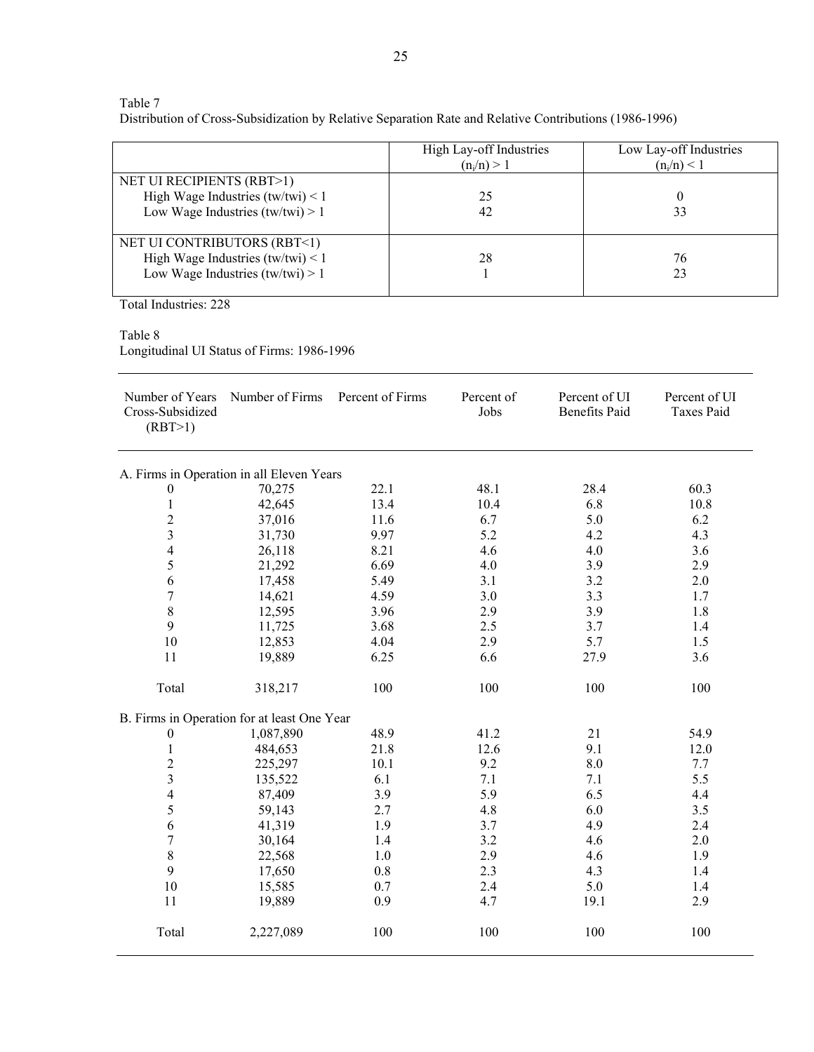Table 7
Distribution of Cross-Subsidization by Relative Separation Rate and Relative Contributions (1986-1996)

| | High Lay-off Industries ($n_i/n$) > 1 | Low Lay-off Industries ($n_i/n$) < 1 |
|---|---|---|
| NET UI RECIPIENTS (RBT>1) | | |
| High Wage Industries (tw/twi) < 1 | 25 | 0 |
| Low Wage Industries (tw/twi) > 1 | 42 | 33 |
| NET UI CONTRIBUTORS (RBT<1) | | |
| High Wage Industries (tw/twi) < 1 | 28 | 76 |
| Low Wage Industries (tw/twi) > 1 | 1 | 23 |

Total Industries: 228

Table 8
Longitudinal UI Status of Firms: 1986-1996

| Number of Years Cross-Subsidized (RBT>1) | Number of Firms | Percent of Firms | Percent of Jobs | Percent of UI Benefits Paid | Percent of UI Taxes Paid |
|---|---|---|---|---|---|
| A. Firms in Operation in all Eleven Years | | | | | |
| 0 | 70,275 | 22.1 | 48.1 | 28.4 | 60.3 |
| 1 | 42,645 | 13.4 | 10.4 | 6.8 | 10.8 |
| 2 | 37,016 | 11.6 | 6.7 | 5.0 | 6.2 |
| 3 | 31,730 | 9.97 | 5.2 | 4.2 | 4.3 |
| 4 | 26,118 | 8.21 | 4.6 | 4.0 | 3.6 |
| 5 | 21,292 | 6.69 | 4.0 | 3.9 | 2.9 |
| 6 | 17,458 | 5.49 | 3.1 | 3.2 | 2.0 |
| 7 | 14,621 | 4.59 | 3.0 | 3.3 | 1.7 |
| 8 | 12,595 | 3.96 | 2.9 | 3.9 | 1.8 |
| 9 | 11,725 | 3.68 | 2.5 | 3.7 | 1.4 |
| 10 | 12,853 | 4.04 | 2.9 | 5.7 | 1.5 |
| 11 | 19,889 | 6.25 | 6.6 | 27.9 | 3.6 |
| Total | 318,217 | 100 | 100 | 100 | 100 |
| B. Firms in Operation for at least One Year | | | | | |
| 0 | 1,087,890 | 48.9 | 41.2 | 21 | 54.9 |
| 1 | 484,653 | 21.8 | 12.6 | 9.1 | 12.0 |
| 2 | 225,297 | 10.1 | 9.2 | 8.0 | 7.7 |
| 3 | 135,522 | 6.1 | 7.1 | 7.1 | 5.5 |
| 4 | 87,409 | 3.9 | 5.9 | 6.5 | 4.4 |
| 5 | 59,143 | 2.7 | 4.8 | 6.0 | 3.5 |
| 6 | 41,319 | 1.9 | 3.7 | 4.9 | 2.4 |
| 7 | 30,164 | 1.4 | 3.2 | 4.6 | 2.0 |
| 8 | 22,568 | 1.0 | 2.9 | 4.6 | 1.9 |
| 9 | 17,650 | 0.8 | 2.3 | 4.3 | 1.4 |
| 10 | 15,585 | 0.7 | 2.4 | 5.0 | 1.4 |
| 11 | 19,889 | 0.9 | 4.7 | 19.1 | 2.9 |
| Total | 2,227,089 | 100 | 100 | 100 | 100 |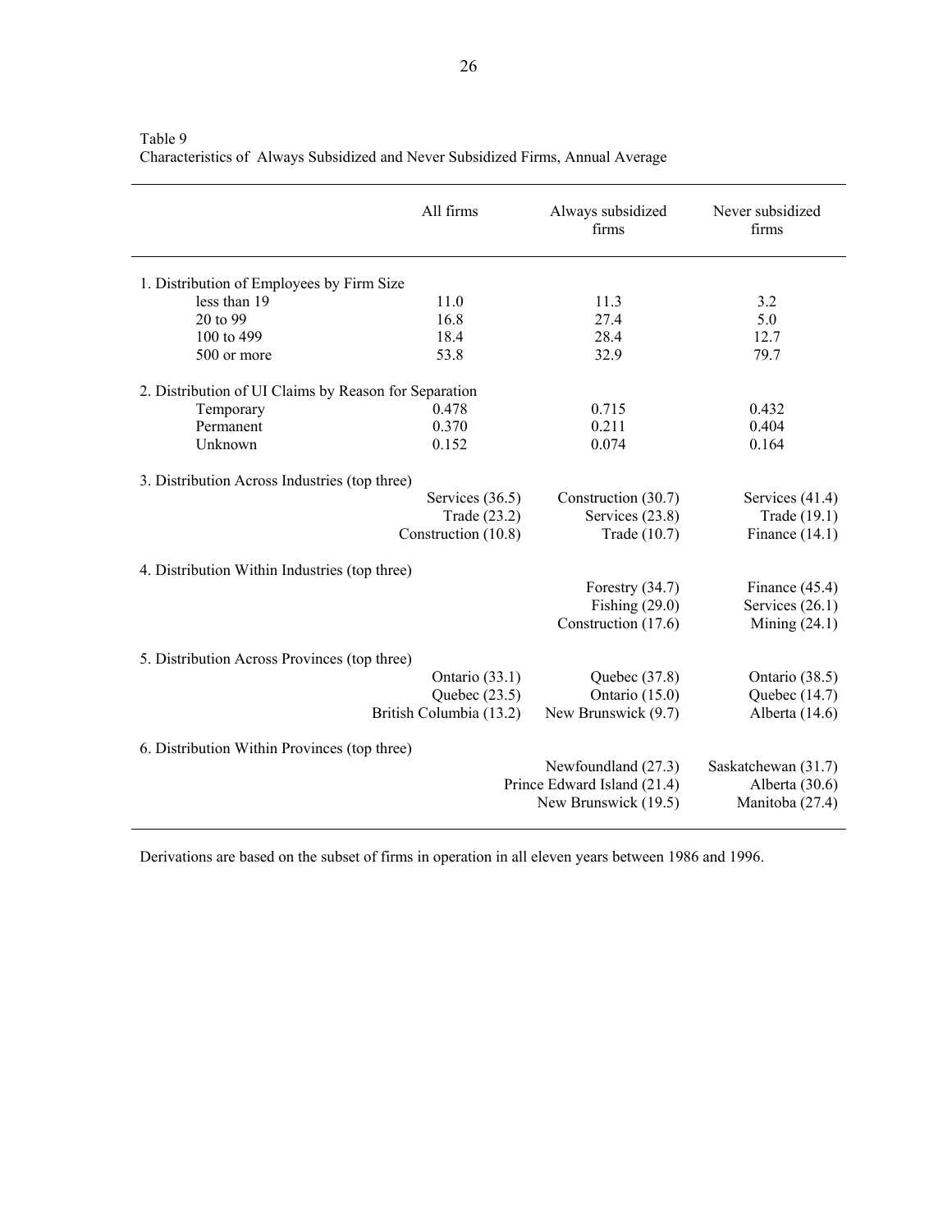Table 9
Characteristics of Always Subsidized and Never Subsidized Firms, Annual Average

| | All firms | Always subsidized firms | Never subsidized firms |
|---|---|---|---|
| 1. Distribution of Employees by Firm Size | | | |
| less than 19 | 11.0 | 11.3 | 3.2 |
| 20 to 99 | 16.8 | 27.4 | 5.0 |
| 100 to 499 | 18.4 | 28.4 | 12.7 |
| 500 or more | 53.8 | 32.9 | 79.7 |
| 2. Distribution of UI Claims by Reason for Separation | | | |
| Temporary | 0.478 | 0.715 | 0.432 |
| Permanent | 0.370 | 0.211 | 0.404 |
| Unknown | 0.152 | 0.074 | 0.164 |
| 3. Distribution Across Industries (top three) | | | |
| | Services (36.5) | Construction (30.7) | Services (41.4) |
| | Trade (23.2) | Services (23.8) | Trade (19.1) |
| | Construction (10.8) | Trade (10.7) | Finance (14.1) |
| 4. Distribution Within Industries (top three) | | | |
| | | Forestry (34.7) | Finance (45.4) |
| | | Fishing (29.0) | Services (26.1) |
| | | Construction (17.6) | Mining (24.1) |
| 5. Distribution Across Provinces (top three) | | | |
| | Ontario (33.1) | Quebec (37.8) | Ontario (38.5) |
| | Quebec (23.5) | Ontario (15.0) | Quebec (14.7) |
| | British Columbia (13.2) | New Brunswick (9.7) | Alberta (14.6) |
| 6. Distribution Within Provinces (top three) | | | |
| | | Newfoundland (27.3) | Saskatchewan (31.7) |
| | | Prince Edward Island (21.4) | Alberta (30.6) |
| | | New Brunswick (19.5) | Manitoba (27.4) |

Derivations are based on the subset of firms in operation in all eleven years between 1986 and 1996.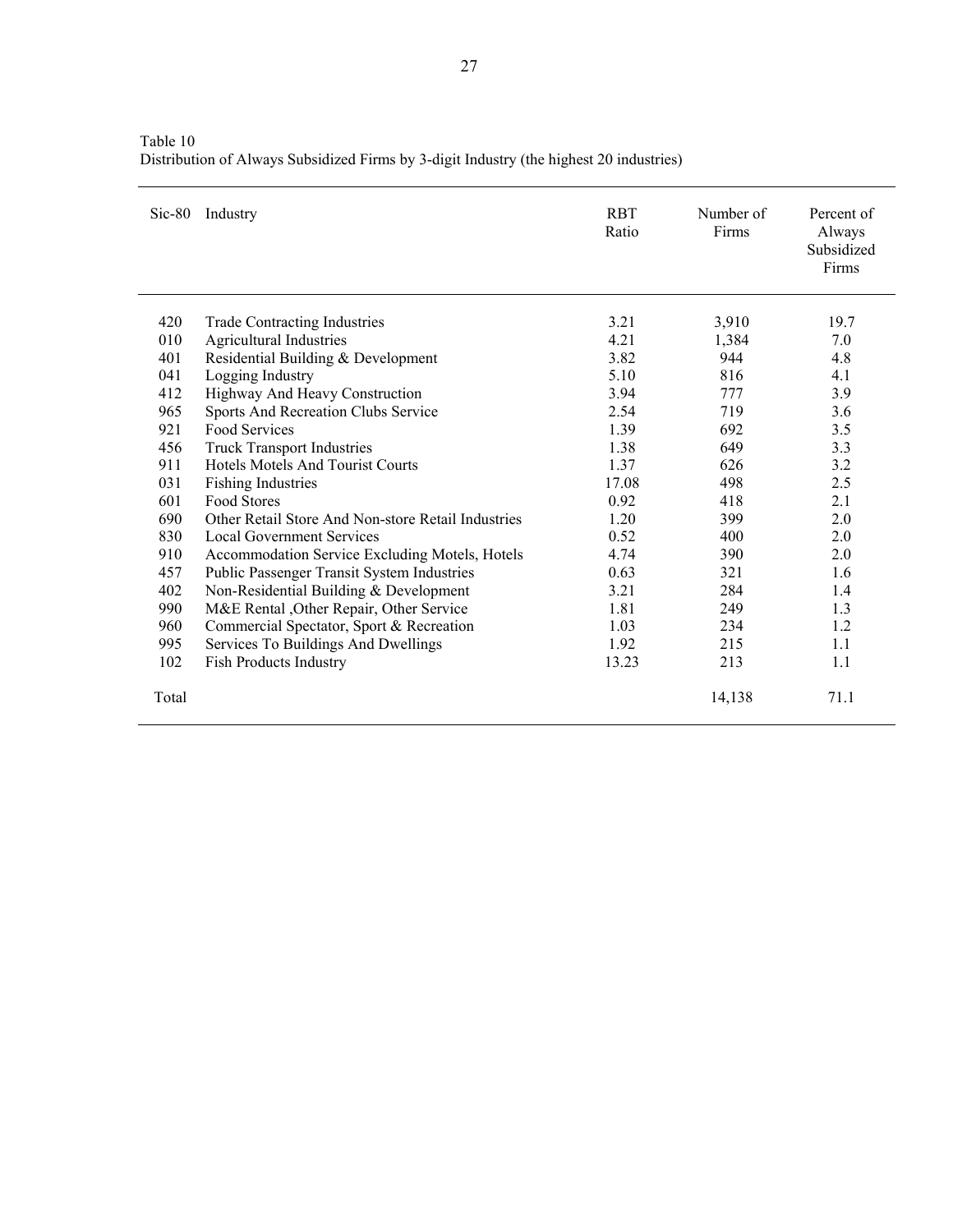Table 10
Distribution of Always Subsidized Firms by 3-digit Industry (the highest 20 industries)

| Sic-80 | Industry | RBT Ratio | Number of Firms | Percent of Always Subsidized Firms |
|---|---|---|---|---|
| 420 | Trade Contracting Industries | 3.21 | 3,910 | 19.7 |
| 010 | Agricultural Industries | 4.21 | 1,384 | 7.0 |
| 401 | Residential Building & Development | 3.82 | 944 | 4.8 |
| 041 | Logging Industry | 5.10 | 816 | 4.1 |
| 412 | Highway And Heavy Construction | 3.94 | 777 | 3.9 |
| 965 | Sports And Recreation Clubs Service | 2.54 | 719 | 3.6 |
| 921 | Food Services | 1.39 | 692 | 3.5 |
| 456 | Truck Transport Industries | 1.38 | 649 | 3.3 |
| 911 | Hotels Motels And Tourist Courts | 1.37 | 626 | 3.2 |
| 031 | Fishing Industries | 17.08 | 498 | 2.5 |
| 601 | Food Stores | 0.92 | 418 | 2.1 |
| 690 | Other Retail Store And Non-store Retail Industries | 1.20 | 399 | 2.0 |
| 830 | Local Government Services | 0.52 | 400 | 2.0 |
| 910 | Accommodation Service Excluding Motels, Hotels | 4.74 | 390 | 2.0 |
| 457 | Public Passenger Transit System Industries | 0.63 | 321 | 1.6 |
| 402 | Non-Residential Building & Development | 3.21 | 284 | 1.4 |
| 990 | M&E Rental ,Other Repair, Other Service | 1.81 | 249 | 1.3 |
| 960 | Commercial Spectator, Sport & Recreation | 1.03 | 234 | 1.2 |
| 995 | Services To Buildings And Dwellings | 1.92 | 215 | 1.1 |
| 102 | Fish Products Industry | 13.23 | 213 | 1.1 |
| Total | | | 14,138 | 71.1 |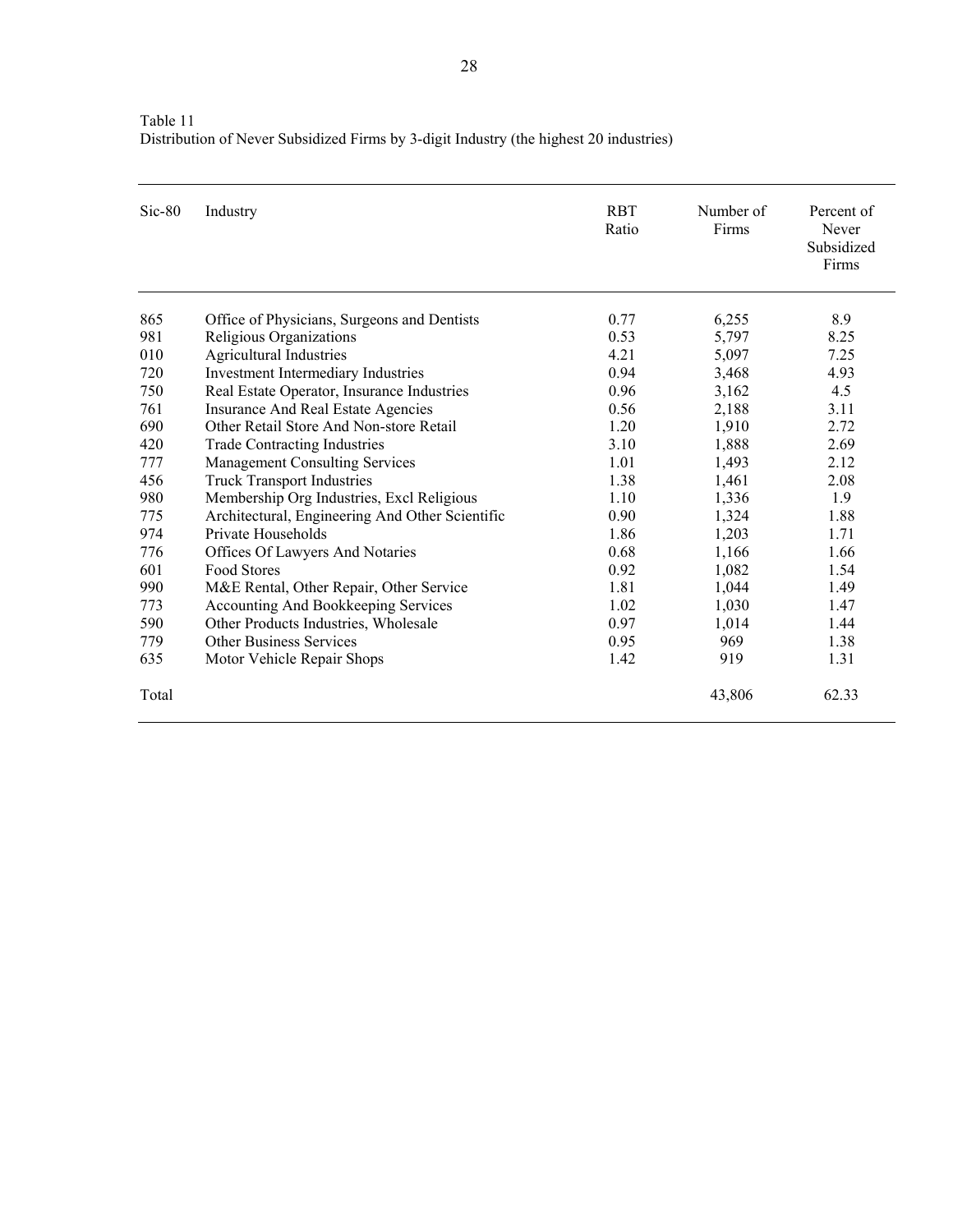Table 11
Distribution of Never Subsidized Firms by 3-digit Industry (the highest 20 industries)

| Sic-80 | Industry | RBT Ratio | Number of Firms | Percent of Never Subsidized Firms |
|---|---|---|---|---|
| 865 | Office of Physicians, Surgeons and Dentists | 0.77 | 6,255 | 8.9 |
| 981 | Religious Organizations | 0.53 | 5,797 | 8.25 |
| 010 | Agricultural Industries | 4.21 | 5,097 | 7.25 |
| 720 | Investment Intermediary Industries | 0.94 | 3,468 | 4.93 |
| 750 | Real Estate Operator, Insurance Industries | 0.96 | 3,162 | 4.5 |
| 761 | Insurance And Real Estate Agencies | 0.56 | 2,188 | 3.11 |
| 690 | Other Retail Store And Non-store Retail | 1.20 | 1,910 | 2.72 |
| 420 | Trade Contracting Industries | 3.10 | 1,888 | 2.69 |
| 777 | Management Consulting Services | 1.01 | 1,493 | 2.12 |
| 456 | Truck Transport Industries | 1.38 | 1,461 | 2.08 |
| 980 | Membership Org Industries, Excl Religious | 1.10 | 1,336 | 1.9 |
| 775 | Architectural, Engineering And Other Scientific | 0.90 | 1,324 | 1.88 |
| 974 | Private Households | 1.86 | 1,203 | 1.71 |
| 776 | Offices Of Lawyers And Notaries | 0.68 | 1,166 | 1.66 |
| 601 | Food Stores | 0.92 | 1,082 | 1.54 |
| 990 | M&E Rental, Other Repair, Other Service | 1.81 | 1,044 | 1.49 |
| 773 | Accounting And Bookkeeping Services | 1.02 | 1,030 | 1.47 |
| 590 | Other Products Industries, Wholesale | 0.97 | 1,014 | 1.44 |
| 779 | Other Business Services | 0.95 | 969 | 1.38 |
| 635 | Motor Vehicle Repair Shops | 1.42 | 919 | 1.31 |
| Total | | | 43,806 | 62.33 |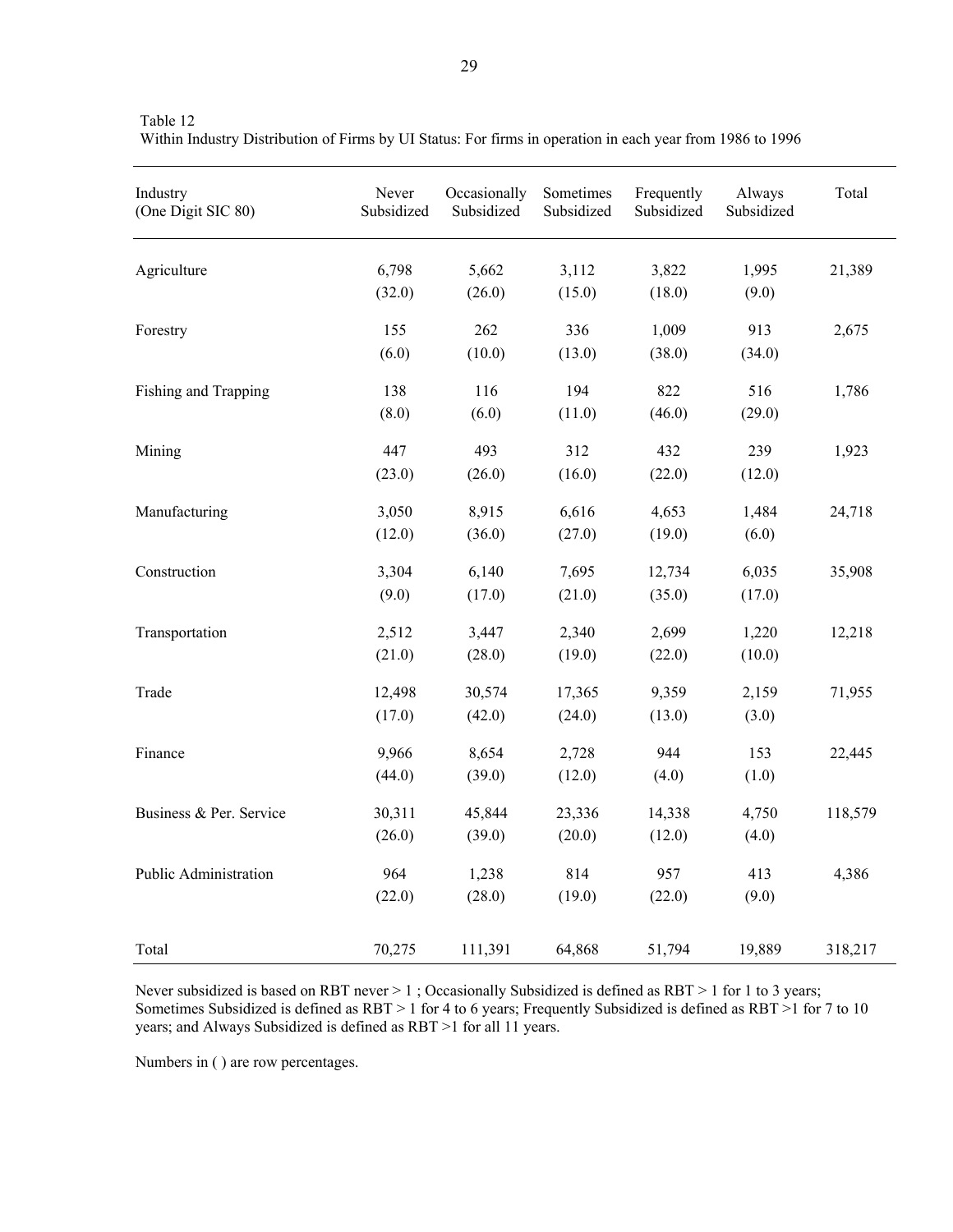Table 12
Within Industry Distribution of Firms by UI Status: For firms in operation in each year from 1986 to 1996

| Industry (One Digit SIC 80) | Never Subsidized | Occasionally Subsidized | Sometimes Subsidized | Frequently Subsidized | Always Subsidized | Total |
|---|---|---|---|---|---|---|
| Agriculture | 6,798 | 5,662 | 3,112 | 3,822 | 1,995 | 21,389 |
| | (32.0) | (26.0) | (15.0) | (18.0) | (9.0) | |
| Forestry | 155 | 262 | 336 | 1,009 | 913 | 2,675 |
| | (6.0) | (10.0) | (13.0) | (38.0) | (34.0) | |
| Fishing and Trapping | 138 | 116 | 194 | 822 | 516 | 1,786 |
| | (8.0) | (6.0) | (11.0) | (46.0) | (29.0) | |
| Mining | 447 | 493 | 312 | 432 | 239 | 1,923 |
| | (23.0) | (26.0) | (16.0) | (22.0) | (12.0) | |
| Manufacturing | 3,050 | 8,915 | 6,616 | 4,653 | 1,484 | 24,718 |
| | (12.0) | (36.0) | (27.0) | (19.0) | (6.0) | |
| Construction | 3,304 | 6,140 | 7,695 | 12,734 | 6,035 | 35,908 |
| | (9.0) | (17.0) | (21.0) | (35.0) | (17.0) | |
| Transportation | 2,512 | 3,447 | 2,340 | 2,699 | 1,220 | 12,218 |
| | (21.0) | (28.0) | (19.0) | (22.0) | (10.0) | |
| Trade | 12,498 | 30,574 | 17,365 | 9,359 | 2,159 | 71,955 |
| | (17.0) | (42.0) | (24.0) | (13.0) | (3.0) | |
| Finance | 9,966 | 8,654 | 2,728 | 944 | 153 | 22,445 |
| | (44.0) | (39.0) | (12.0) | (4.0) | (1.0) | |
| Business & Per. Service | 30,311 | 45,844 | 23,336 | 14,338 | 4,750 | 118,579 |
| | (26.0) | (39.0) | (20.0) | (12.0) | (4.0) | |
| Public Administration | 964 | 1,238 | 814 | 957 | 413 | 4,386 |
| | (22.0) | (28.0) | (19.0) | (22.0) | (9.0) | |
| Total | 70,275 | 111,391 | 64,868 | 51,794 | 19,889 | 318,217 |

Never subsidized is based on RBT never > 1 ; Occasionally Subsidized is defined as RBT > 1 for 1 to 3 years; Sometimes Subsidized is defined as RBT > 1 for 4 to 6 years; Frequently Subsidized is defined as RBT >1 for 7 to 10 years; and Always Subsidized is defined as RBT >1 for all 11 years.

Numbers in ( ) are row percentages.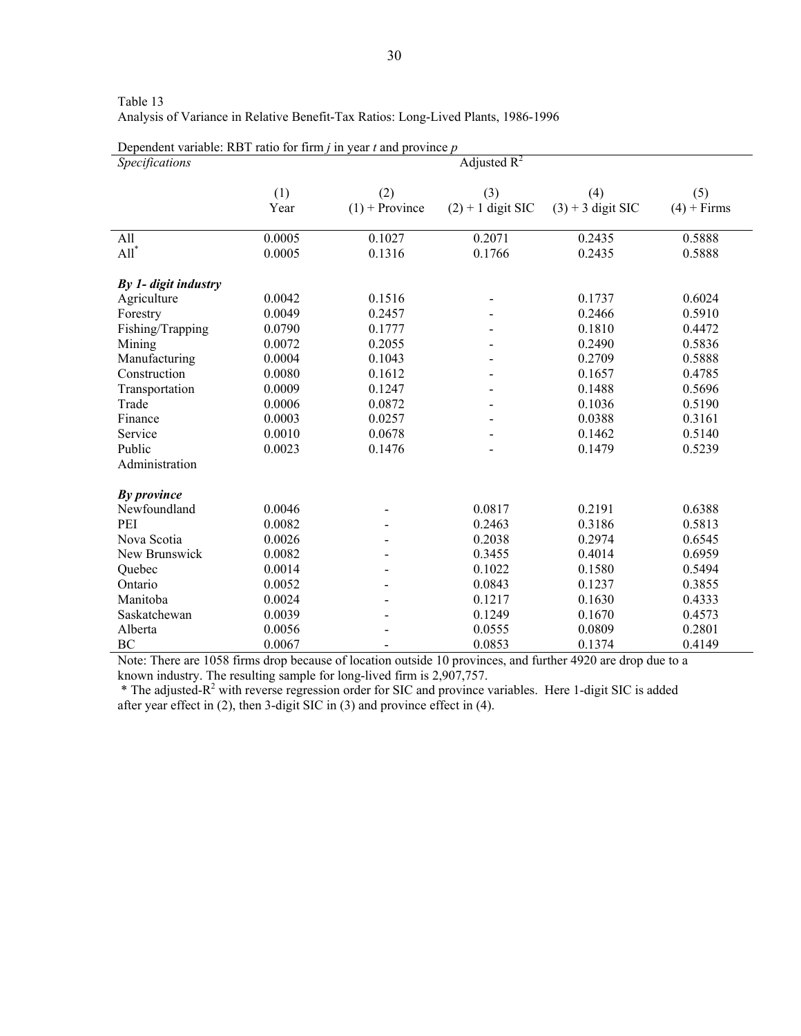Table 13
Analysis of Variance in Relative Benefit-Tax Ratios: Long-Lived Plants, 1986-1996

Dependent variable: RBT ratio for firm *j* in year *t* and province *p*

| *Specifications* | Adjusted $R^2$ | | | | |
|---|---|---|---|---|---|
| | (1) Year | (2) (1) + Province | (3) (2) + 1 digit SIC | (4) (3) + 3 digit SIC | (5) (4) + Firms |
| All | 0.0005 | 0.1027 | 0.2071 | 0.2435 | 0.5888 |
| All* | 0.0005 | 0.1316 | 0.1766 | 0.2435 | 0.5888 |
| ***By 1- digit industry*** | | | | | |
| Agriculture | 0.0042 | 0.1516 | - | 0.1737 | 0.6024 |
| Forestry | 0.0049 | 0.2457 | - | 0.2466 | 0.5910 |
| Fishing/Trapping | 0.0790 | 0.1777 | - | 0.1810 | 0.4472 |
| Mining | 0.0072 | 0.2055 | - | 0.2490 | 0.5836 |
| Manufacturing | 0.0004 | 0.1043 | - | 0.2709 | 0.5888 |
| Construction | 0.0080 | 0.1612 | - | 0.1657 | 0.4785 |
| Transportation | 0.0009 | 0.1247 | - | 0.1488 | 0.5696 |
| Trade | 0.0006 | 0.0872 | - | 0.1036 | 0.5190 |
| Finance | 0.0003 | 0.0257 | - | 0.0388 | 0.3161 |
| Service | 0.0010 | 0.0678 | - | 0.1462 | 0.5140 |
| Public Administration | 0.0023 | 0.1476 | - | 0.1479 | 0.5239 |
| ***By province*** | | | | | |
| Newfoundland | 0.0046 | - | 0.0817 | 0.2191 | 0.6388 |
| PEI | 0.0082 | - | 0.2463 | 0.3186 | 0.5813 |
| Nova Scotia | 0.0026 | - | 0.2038 | 0.2974 | 0.6545 |
| New Brunswick | 0.0082 | - | 0.3455 | 0.4014 | 0.6959 |
| Quebec | 0.0014 | - | 0.1022 | 0.1580 | 0.5494 |
| Ontario | 0.0052 | - | 0.0843 | 0.1237 | 0.3855 |
| Manitoba | 0.0024 | - | 0.1217 | 0.1630 | 0.4333 |
| Saskatchewan | 0.0039 | - | 0.1249 | 0.1670 | 0.4573 |
| Alberta | 0.0056 | - | 0.0555 | 0.0809 | 0.2801 |
| BC | 0.0067 | - | 0.0853 | 0.1374 | 0.4149 |

Note: There are 1058 firms drop because of location outside 10 provinces, and further 4920 are drop due to a known industry. The resulting sample for long-lived firm is 2,907,757.

\* The adjusted-$R^2$ with reverse regression order for SIC and province variables. Here 1-digit SIC is added after year effect in (2), then 3-digit SIC in (3) and province effect in (4).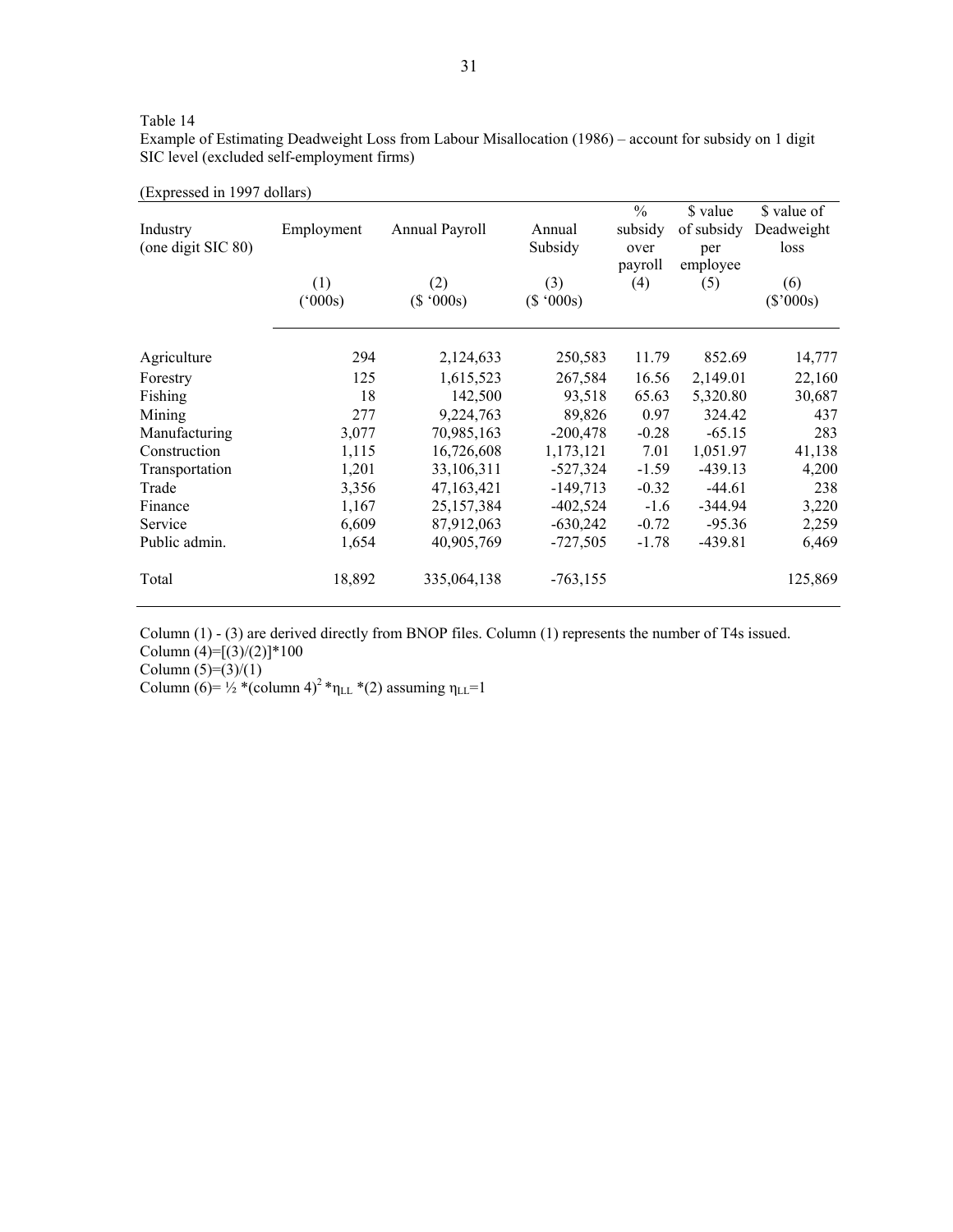Table 14

Example of Estimating Deadweight Loss from Labour Misallocation (1986) – account for subsidy on 1 digit SIC level (excluded self-employment firms)

(Expressed in 1997 dollars)

| Industry (one digit SIC 80) | Employment | Annual Payroll | Annual Subsidy | % subsidy over payroll | $ value of subsidy per employee | $ value of Deadweight loss |
|---|---|---|---|---|---|---|
| | (1) ('000s) | (2) ($ '000s) | (3) ($ '000s) | (4) | (5) | (6) ($'000s) |
| Agriculture | 294 | 2,124,633 | 250,583 | 11.79 | 852.69 | 14,777 |
| Forestry | 125 | 1,615,523 | 267,584 | 16.56 | 2,149.01 | 22,160 |
| Fishing | 18 | 142,500 | 93,518 | 65.63 | 5,320.80 | 30,687 |
| Mining | 277 | 9,224,763 | 89,826 | 0.97 | 324.42 | 437 |
| Manufacturing | 3,077 | 70,985,163 | -200,478 | -0.28 | -65.15 | 283 |
| Construction | 1,115 | 16,726,608 | 1,173,121 | 7.01 | 1,051.97 | 41,138 |
| Transportation | 1,201 | 33,106,311 | -527,324 | -1.59 | -439.13 | 4,200 |
| Trade | 3,356 | 47,163,421 | -149,713 | -0.32 | -44.61 | 238 |
| Finance | 1,167 | 25,157,384 | -402,524 | -1.6 | -344.94 | 3,220 |
| Service | 6,609 | 87,912,063 | -630,242 | -0.72 | -95.36 | 2,259 |
| Public admin. | 1,654 | 40,905,769 | -727,505 | -1.78 | -439.81 | 6,469 |
| Total | 18,892 | 335,064,138 | -763,155 | | | 125,869 |

Column (1) - (3) are derived directly from BNOP files. Column (1) represents the number of T4s issued.

Column (4)=[(3)/(2)]*100

Column (5)=(3)/(1)

Column (6)= ½ *(column 4)$^2$ *$\eta_{LL}$ *(2) assuming $\eta_{LL}$=1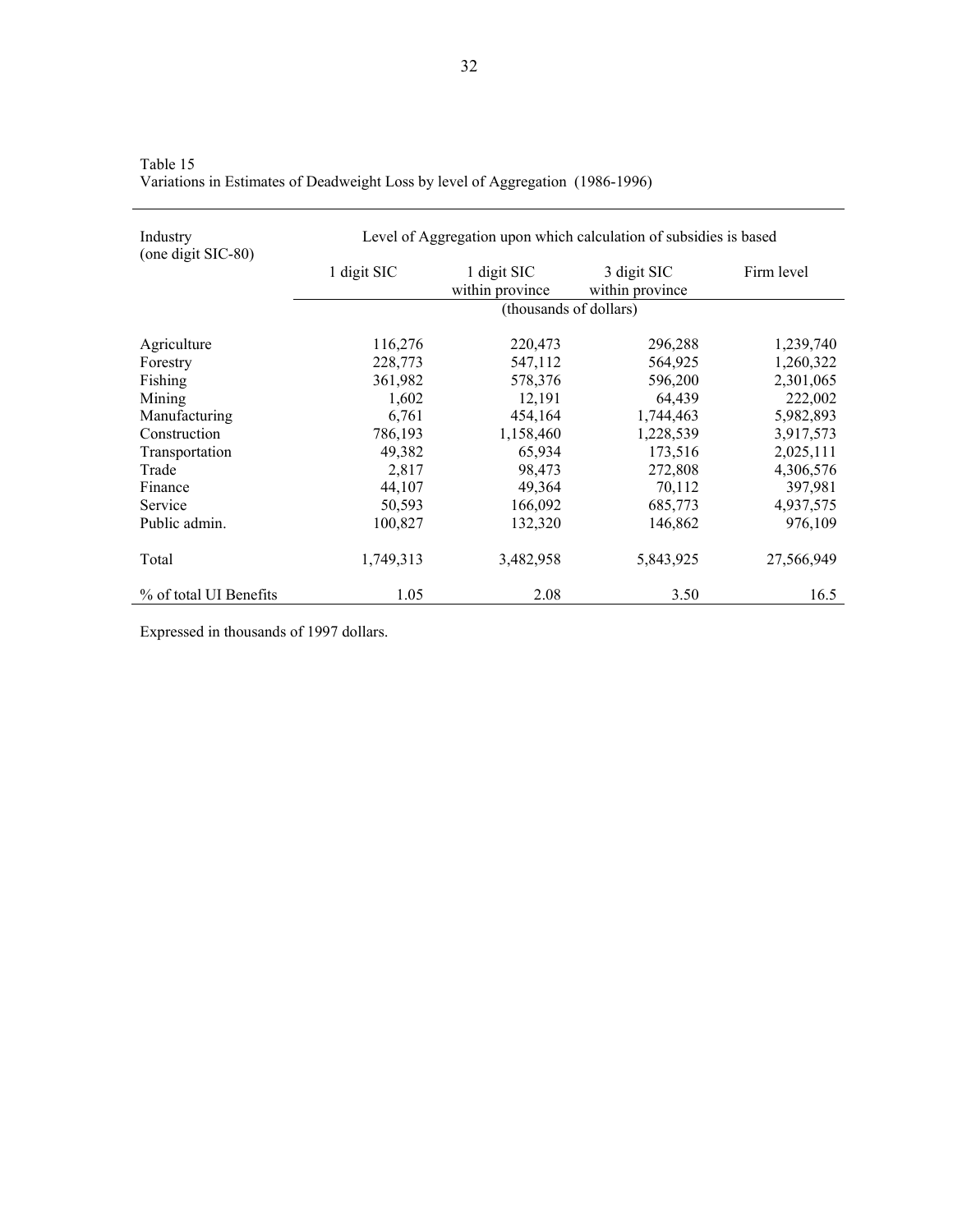Table 15
Variations in Estimates of Deadweight Loss by level of Aggregation (1986-1996)

| Industry (one digit SIC-80) | Level of Aggregation upon which calculation of subsidies is based | | | |
|---|---|---|---|---|
| | 1 digit SIC | 1 digit SIC within province | 3 digit SIC within province | Firm level |
| | (thousands of dollars) | | | |
| Agriculture | 116,276 | 220,473 | 296,288 | 1,239,740 |
| Forestry | 228,773 | 547,112 | 564,925 | 1,260,322 |
| Fishing | 361,982 | 578,376 | 596,200 | 2,301,065 |
| Mining | 1,602 | 12,191 | 64,439 | 222,002 |
| Manufacturing | 6,761 | 454,164 | 1,744,463 | 5,982,893 |
| Construction | 786,193 | 1,158,460 | 1,228,539 | 3,917,573 |
| Transportation | 49,382 | 65,934 | 173,516 | 2,025,111 |
| Trade | 2,817 | 98,473 | 272,808 | 4,306,576 |
| Finance | 44,107 | 49,364 | 70,112 | 397,981 |
| Service | 50,593 | 166,092 | 685,773 | 4,937,575 |
| Public admin. | 100,827 | 132,320 | 146,862 | 976,109 |
| Total | 1,749,313 | 3,482,958 | 5,843,925 | 27,566,949 |
| % of total UI Benefits | 1.05 | 2.08 | 3.50 | 16.5 |

Expressed in thousands of 1997 dollars.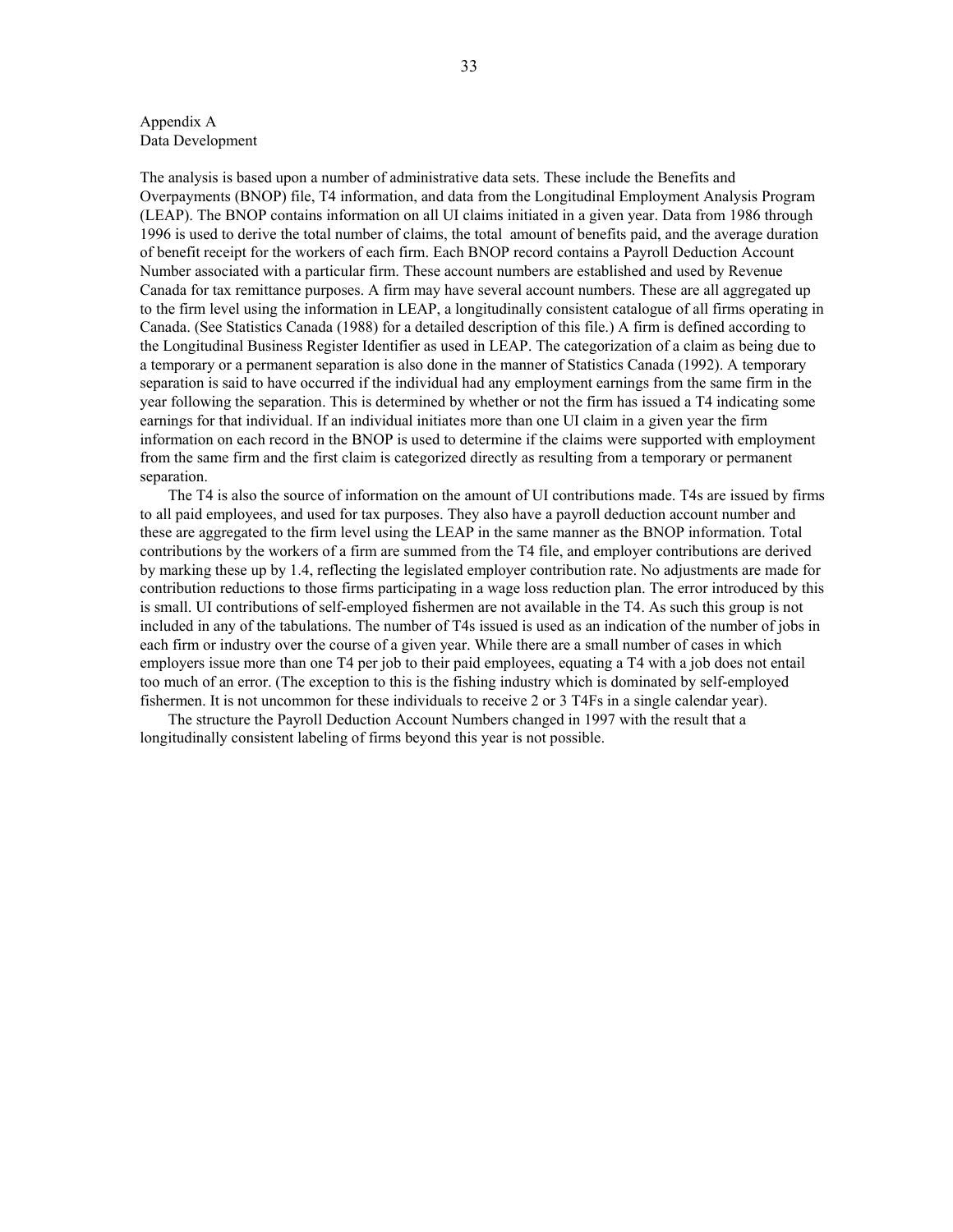# Appendix A
## Data Development

The analysis is based upon a number of administrative data sets. These include the Benefits and Overpayments (BNOP) file, T4 information, and data from the Longitudinal Employment Analysis Program (LEAP). The BNOP contains information on all UI claims initiated in a given year. Data from 1986 through 1996 is used to derive the total number of claims, the total amount of benefits paid, and the average duration of benefit receipt for the workers of each firm. Each BNOP record contains a Payroll Deduction Account Number associated with a particular firm. These account numbers are established and used by Revenue Canada for tax remittance purposes. A firm may have several account numbers. These are all aggregated up to the firm level using the information in LEAP, a longitudinally consistent catalogue of all firms operating in Canada. (See Statistics Canada (1988) for a detailed description of this file.) A firm is defined according to the Longitudinal Business Register Identifier as used in LEAP. The categorization of a claim as being due to a temporary or a permanent separation is also done in the manner of Statistics Canada (1992). A temporary separation is said to have occurred if the individual had any employment earnings from the same firm in the year following the separation. This is determined by whether or not the firm has issued a T4 indicating some earnings for that individual. If an individual initiates more than one UI claim in a given year the firm information on each record in the BNOP is used to determine if the claims were supported with employment from the same firm and the first claim is categorized directly as resulting from a temporary or permanent separation.

The T4 is also the source of information on the amount of UI contributions made. T4s are issued by firms to all paid employees, and used for tax purposes. They also have a payroll deduction account number and these are aggregated to the firm level using the LEAP in the same manner as the BNOP information. Total contributions by the workers of a firm are summed from the T4 file, and employer contributions are derived by marking these up by 1.4, reflecting the legislated employer contribution rate. No adjustments are made for contribution reductions to those firms participating in a wage loss reduction plan. The error introduced by this is small. UI contributions of self-employed fishermen are not available in the T4. As such this group is not included in any of the tabulations. The number of T4s issued is used as an indication of the number of jobs in each firm or industry over the course of a given year. While there are a small number of cases in which employers issue more than one T4 per job to their paid employees, equating a T4 with a job does not entail too much of an error. (The exception to this is the fishing industry which is dominated by self-employed fishermen. It is not uncommon for these individuals to receive 2 or 3 T4Fs in a single calendar year).

The structure the Payroll Deduction Account Numbers changed in 1997 with the result that a longitudinally consistent labeling of firms beyond this year is not possible.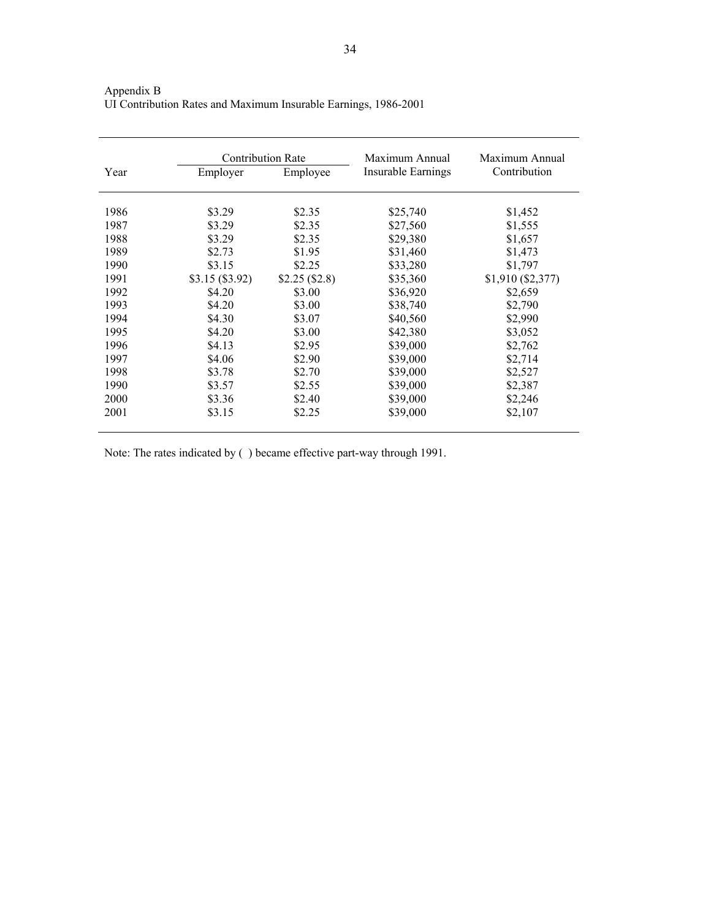Appendix B
UI Contribution Rates and Maximum Insurable Earnings, 1986-2001

| Year | Contribution Rate | | Maximum Annual Insurable Earnings | Maximum Annual Contribution |
|---|---|---|---|---|
| | Employer | Employee | | |
| 1986 | $3.29 | $2.35 | $25,740 | $1,452 |
| 1987 | $3.29 | $2.35 | $27,560 | $1,555 |
| 1988 | $3.29 | $2.35 | $29,380 | $1,657 |
| 1989 | $2.73 | $1.95 | $31,460 | $1,473 |
| 1990 | $3.15 | $2.25 | $33,280 | $1,797 |
| 1991 | $3.15 ($3.92) | $2.25 ($2.8) | $35,360 | $1,910 ($2,377) |
| 1992 | $4.20 | $3.00 | $36,920 | $2,659 |
| 1993 | $4.20 | $3.00 | $38,740 | $2,790 |
| 1994 | $4.30 | $3.07 | $40,560 | $2,990 |
| 1995 | $4.20 | $3.00 | $42,380 | $3,052 |
| 1996 | $4.13 | $2.95 | $39,000 | $2,762 |
| 1997 | $4.06 | $2.90 | $39,000 | $2,714 |
| 1998 | $3.78 | $2.70 | $39,000 | $2,527 |
| 1990 | $3.57 | $2.55 | $39,000 | $2,387 |
| 2000 | $3.36 | $2.40 | $39,000 | $2,246 |
| 2001 | $3.15 | $2.25 | $39,000 | $2,107 |

Note: The rates indicated by ( ) became effective part-way through 1991.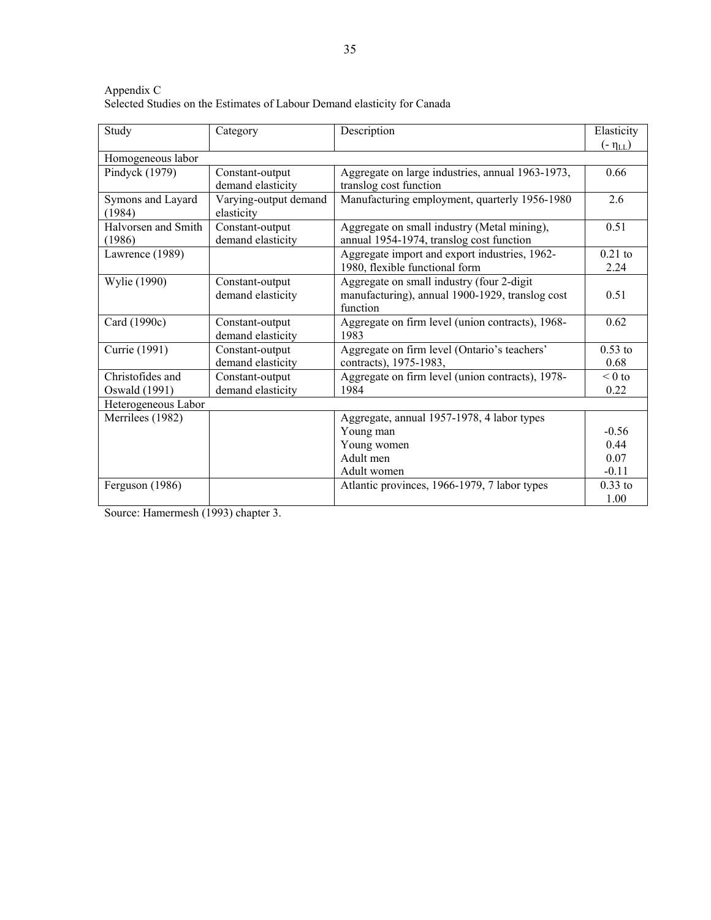Appendix C
Selected Studies on the Estimates of Labour Demand elasticity for Canada

| Study | Category | Description | Elasticity ($-\eta_{LL}$) |
|---|---|---|---|
| Homogeneous labor | | | |
| Pindyck (1979) | Constant-output demand elasticity | Aggregate on large industries, annual 1963-1973, translog cost function | 0.66 |
| Symons and Layard (1984) | Varying-output demand elasticity | Manufacturing employment, quarterly 1956-1980 | 2.6 |
| Halvorsen and Smith (1986) | Constant-output demand elasticity | Aggregate on small industry (Metal mining), annual 1954-1974, translog cost function | 0.51 |
| Lawrence (1989) | | Aggregate import and export industries, 1962-1980, flexible functional form | 0.21 to 2.24 |
| Wylie (1990) | Constant-output demand elasticity | Aggregate on small industry (four 2-digit manufacturing), annual 1900-1929, translog cost function | 0.51 |
| Card (1990c) | Constant-output demand elasticity | Aggregate on firm level (union contracts), 1968-1983 | 0.62 |
| Currie (1991) | Constant-output demand elasticity | Aggregate on firm level (Ontario's teachers' contracts), 1975-1983, | 0.53 to 0.68 |
| Christofides and Oswald (1991) | Constant-output demand elasticity | Aggregate on firm level (union contracts), 1978-1984 | < 0 to 0.22 |
| Heterogeneous Labor | | | |
| Merrilees (1982) | | Aggregate, annual 1957-1978, 4 labor types | |
| | | Young man | -0.56 |
| | | Young women | 0.44 |
| | | Adult men | 0.07 |
| | | Adult women | -0.11 |
| Ferguson (1986) | | Atlantic provinces, 1966-1979, 7 labor types | 0.33 to 1.00 |

Source: Hamermesh (1993) chapter 3.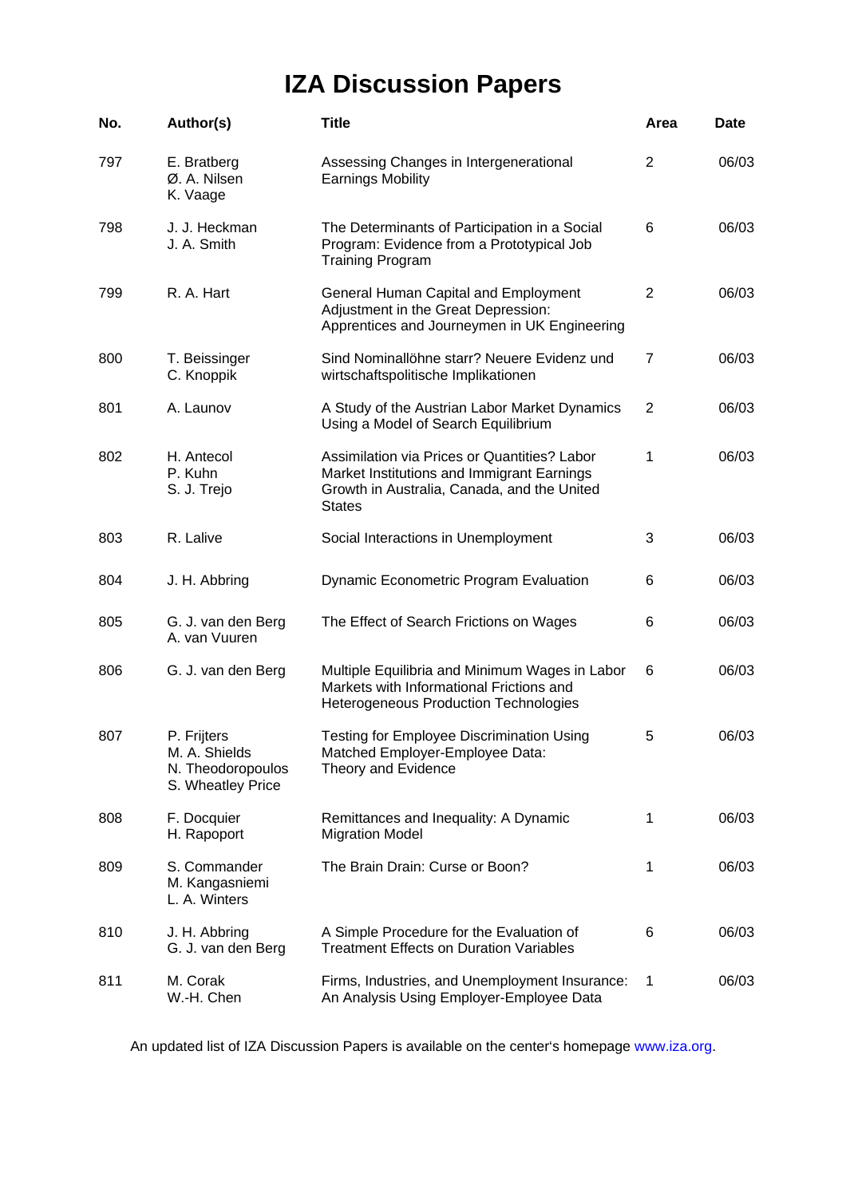# IZA Discussion Papers

| No. | Author(s) | Title | Area | Date |
|---|---|---|---|---|
| 797 | E. Bratberg<br>Ø. A. Nilsen<br>K. Vaage | Assessing Changes in Intergenerational Earnings Mobility | 2 | 06/03 |
| 798 | J. J. Heckman<br>J. A. Smith | The Determinants of Participation in a Social Program: Evidence from a Prototypical Job Training Program | 6 | 06/03 |
| 799 | R. A. Hart | General Human Capital and Employment Adjustment in the Great Depression: Apprentices and Journeymen in UK Engineering | 2 | 06/03 |
| 800 | T. Beissinger<br>C. Knoppik | Sind Nominallöhne starr? Neuere Evidenz und wirtschaftspolitische Implikationen | 7 | 06/03 |
| 801 | A. Launov | A Study of the Austrian Labor Market Dynamics Using a Model of Search Equilibrium | 2 | 06/03 |
| 802 | H. Antecol<br>P. Kuhn<br>S. J. Trejo | Assimilation via Prices or Quantities? Labor Market Institutions and Immigrant Earnings Growth in Australia, Canada, and the United States | 1 | 06/03 |
| 803 | R. Lalive | Social Interactions in Unemployment | 3 | 06/03 |
| 804 | J. H. Abbring | Dynamic Econometric Program Evaluation | 6 | 06/03 |
| 805 | G. J. van den Berg<br>A. van Vuuren | The Effect of Search Frictions on Wages | 6 | 06/03 |
| 806 | G. J. van den Berg | Multiple Equilibria and Minimum Wages in Labor Markets with Informational Frictions and Heterogeneous Production Technologies | 6 | 06/03 |
| 807 | P. Frijters<br>M. A. Shields<br>N. Theodoropoulos<br>S. Wheatley Price | Testing for Employee Discrimination Using Matched Employer-Employee Data: Theory and Evidence | 5 | 06/03 |
| 808 | F. Docquier<br>H. Rapoport | Remittances and Inequality: A Dynamic Migration Model | 1 | 06/03 |
| 809 | S. Commander<br>M. Kangasniemi<br>L. A. Winters | The Brain Drain: Curse or Boon? | 1 | 06/03 |
| 810 | J. H. Abbring<br>G. J. van den Berg | A Simple Procedure for the Evaluation of Treatment Effects on Duration Variables | 6 | 06/03 |
| 811 | M. Corak<br>W.-H. Chen | Firms, Industries, and Unemployment Insurance: An Analysis Using Employer-Employee Data | 1 | 06/03 |

An updated list of IZA Discussion Papers is available on the center's homepage www.iza.org.